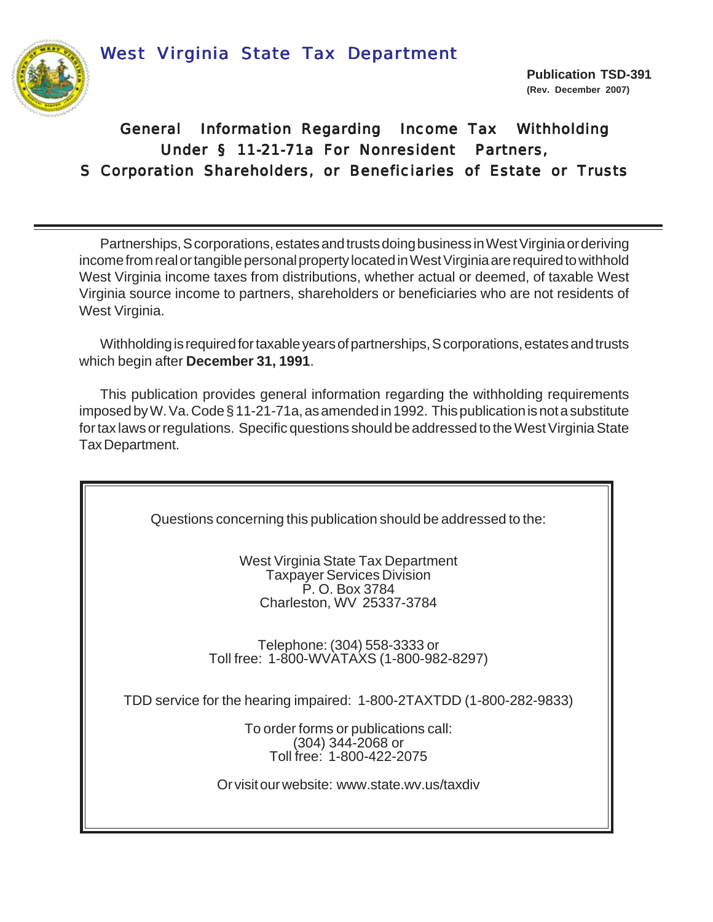West Virginia State Tax Department

**Publication TSD-391**
**(Rev. December 2007)**

# General Information Regarding Income Tax Withholding Under § 11-21-71a For Nonresident Partners, S Corporation Shareholders, or Beneficiaries of Estate or Trusts

Partnerships, S corporations, estates and trusts doing business in West Virginia or deriving income from real or tangible personal property located in West Virginia are required to withhold West Virginia income taxes from distributions, whether actual or deemed, of taxable West Virginia source income to partners, shareholders or beneficiaries who are not residents of West Virginia.

Withholding is required for taxable years of partnerships, S corporations, estates and trusts which begin after **December 31, 1991**.

This publication provides general information regarding the withholding requirements imposed by W. Va. Code § 11-21-71a, as amended in 1992. This publication is not a substitute for tax laws or regulations. Specific questions should be addressed to the West Virginia State Tax Department.

Questions concerning this publication should be addressed to the:

West Virginia State Tax Department
Taxpayer Services Division
P. O. Box 3784
Charleston, WV 25337-3784

Telephone: (304) 558-3333 or
Toll free: 1-800-WVATAXS (1-800-982-8297)

TDD service for the hearing impaired: 1-800-2TAXTDD (1-800-282-9833)

To order forms or publications call:
(304) 344-2068 or
Toll free: 1-800-422-2075

Or visit our website: www.state.wv.us/taxdiv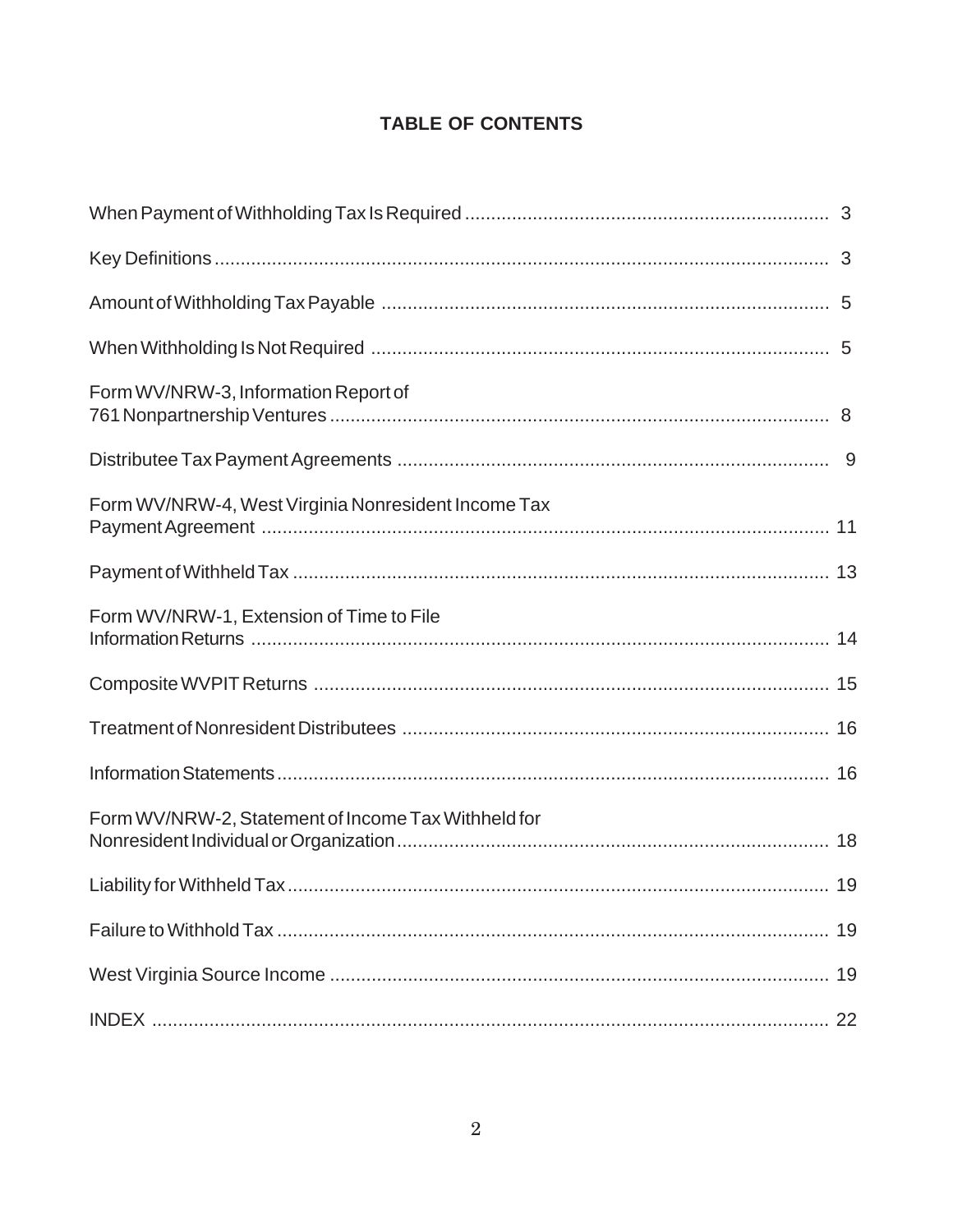# TABLE OF CONTENTS

| | |
|---|---|
| When Payment of Withholding Tax Is Required | 3 |
| Key Definitions | 3 |
| Amount of Withholding Tax Payable | 5 |
| When Withholding Is Not Required | 5 |
| Form WV/NRW-3, Information Report of 761 Nonpartnership Ventures | 8 |
| Distributee Tax Payment Agreements | 9 |
| Form WV/NRW-4, West Virginia Nonresident Income Tax Payment Agreement | 11 |
| Payment of Withheld Tax | 13 |
| Form WV/NRW-1, Extension of Time to File Information Returns | 14 |
| Composite WVPIT Returns | 15 |
| Treatment of Nonresident Distributees | 16 |
| Information Statements | 16 |
| Form WV/NRW-2, Statement of Income Tax Withheld for Nonresident Individual or Organization | 18 |
| Liability for Withheld Tax | 19 |
| Failure to Withhold Tax | 19 |
| West Virginia Source Income | 19 |
| INDEX | 22 |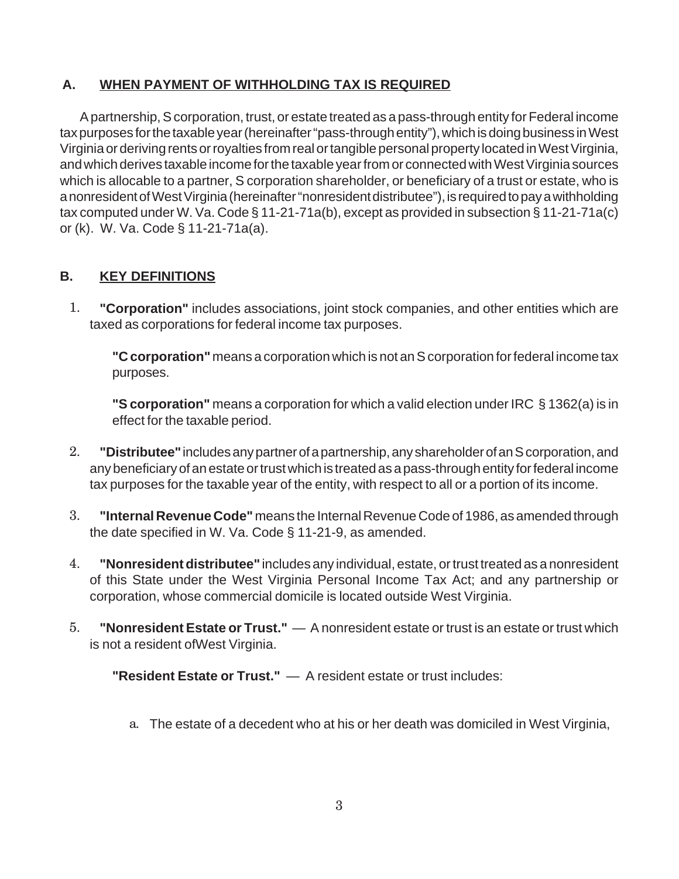## A. WHEN PAYMENT OF WITHHOLDING TAX IS REQUIRED

A partnership, S corporation, trust, or estate treated as a pass-through entity for Federal income tax purposes for the taxable year (hereinafter "pass-through entity"), which is doing business in West Virginia or deriving rents or royalties from real or tangible personal property located in West Virginia, and which derives taxable income for the taxable year from or connected with West Virginia sources which is allocable to a partner, S corporation shareholder, or beneficiary of a trust or estate, who is a nonresident of West Virginia (hereinafter "nonresident distributee"), is required to pay a withholding tax computed under W. Va. Code § 11-21-71a(b), except as provided in subsection § 11-21-71a(c) or (k). W. Va. Code § 11-21-71a(a).

## B. KEY DEFINITIONS

1. **"Corporation"** includes associations, joint stock companies, and other entities which are taxed as corporations for federal income tax purposes.

   **"C corporation"** means a corporation which is not an S corporation for federal income tax purposes.

   **"S corporation"** means a corporation for which a valid election under IRC § 1362(a) is in effect for the taxable period.

2. **"Distributee"** includes any partner of a partnership, any shareholder of an S corporation, and any beneficiary of an estate or trust which is treated as a pass-through entity for federal income tax purposes for the taxable year of the entity, with respect to all or a portion of its income.

3. **"Internal Revenue Code"** means the Internal Revenue Code of 1986, as amended through the date specified in W. Va. Code § 11-21-9, as amended.

4. **"Nonresident distributee"** includes any individual, estate, or trust treated as a nonresident of this State under the West Virginia Personal Income Tax Act; and any partnership or corporation, whose commercial domicile is located outside West Virginia.

5. **"Nonresident Estate or Trust."** — A nonresident estate or trust is an estate or trust which is not a resident ofWest Virginia.

   **"Resident Estate or Trust."** — A resident estate or trust includes:

   a. The estate of a decedent who at his or her death was domiciled in West Virginia,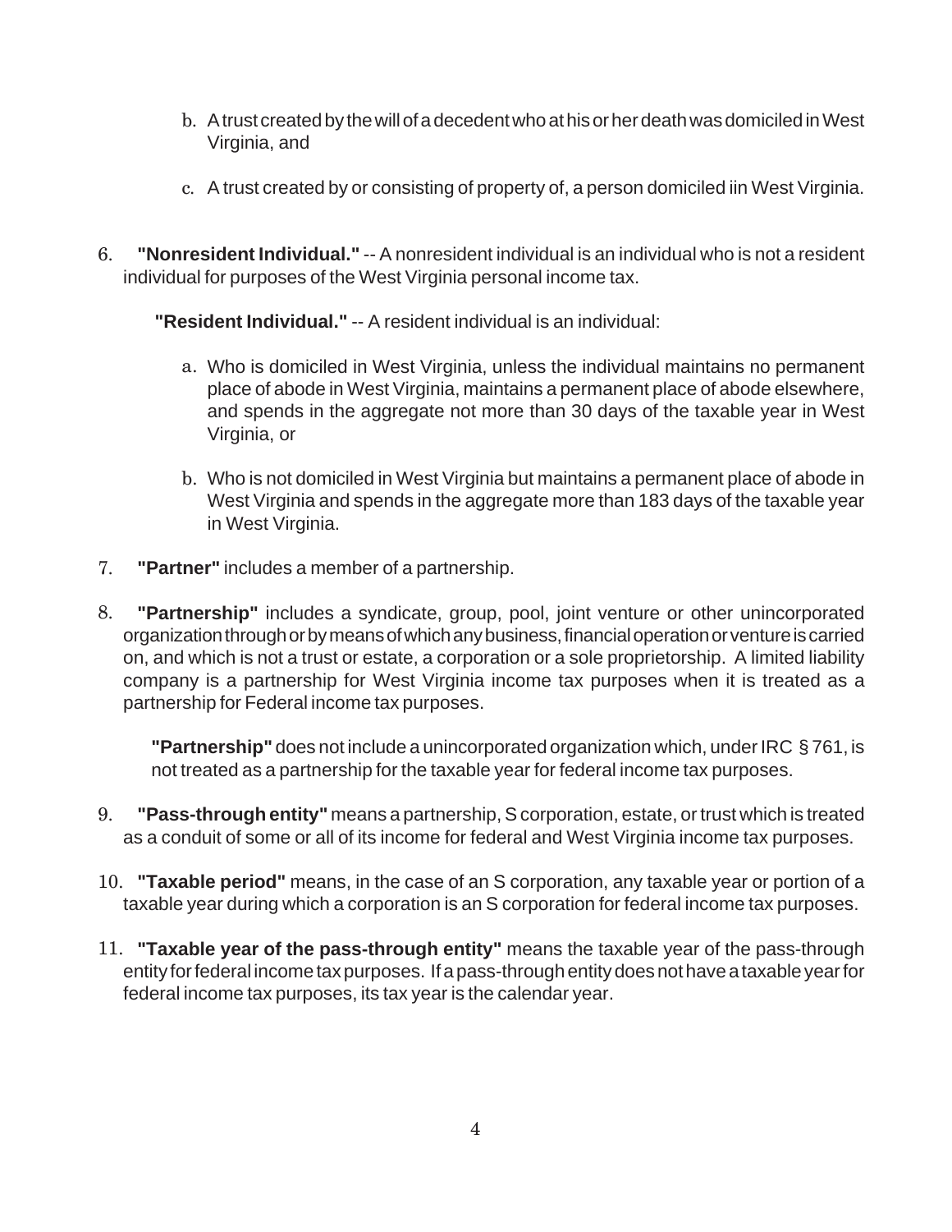b. A trust created by the will of a decedent who at his or her death was domiciled in West Virginia, and

c. A trust created by or consisting of property of, a person domiciled iin West Virginia.

6. **"Nonresident Individual."** -- A nonresident individual is an individual who is not a resident individual for purposes of the West Virginia personal income tax.

   **"Resident Individual."** -- A resident individual is an individual:

   a. Who is domiciled in West Virginia, unless the individual maintains no permanent place of abode in West Virginia, maintains a permanent place of abode elsewhere, and spends in the aggregate not more than 30 days of the taxable year in West Virginia, or

   b. Who is not domiciled in West Virginia but maintains a permanent place of abode in West Virginia and spends in the aggregate more than 183 days of the taxable year in West Virginia.

7. **"Partner"** includes a member of a partnership.

8. **"Partnership"** includes a syndicate, group, pool, joint venture or other unincorporated organization through or by means of which any business, financial operation or venture is carried on, and which is not a trust or estate, a corporation or a sole proprietorship. A limited liability company is a partnership for West Virginia income tax purposes when it is treated as a partnership for Federal income tax purposes.

   **"Partnership"** does not include a unincorporated organization which, under IRC § 761, is not treated as a partnership for the taxable year for federal income tax purposes.

9. **"Pass-through entity"** means a partnership, S corporation, estate, or trust which is treated as a conduit of some or all of its income for federal and West Virginia income tax purposes.

10. **"Taxable period"** means, in the case of an S corporation, any taxable year or portion of a taxable year during which a corporation is an S corporation for federal income tax purposes.

11. **"Taxable year of the pass-through entity"** means the taxable year of the pass-through entity for federal income tax purposes. If a pass-through entity does not have a taxable year for federal income tax purposes, its tax year is the calendar year.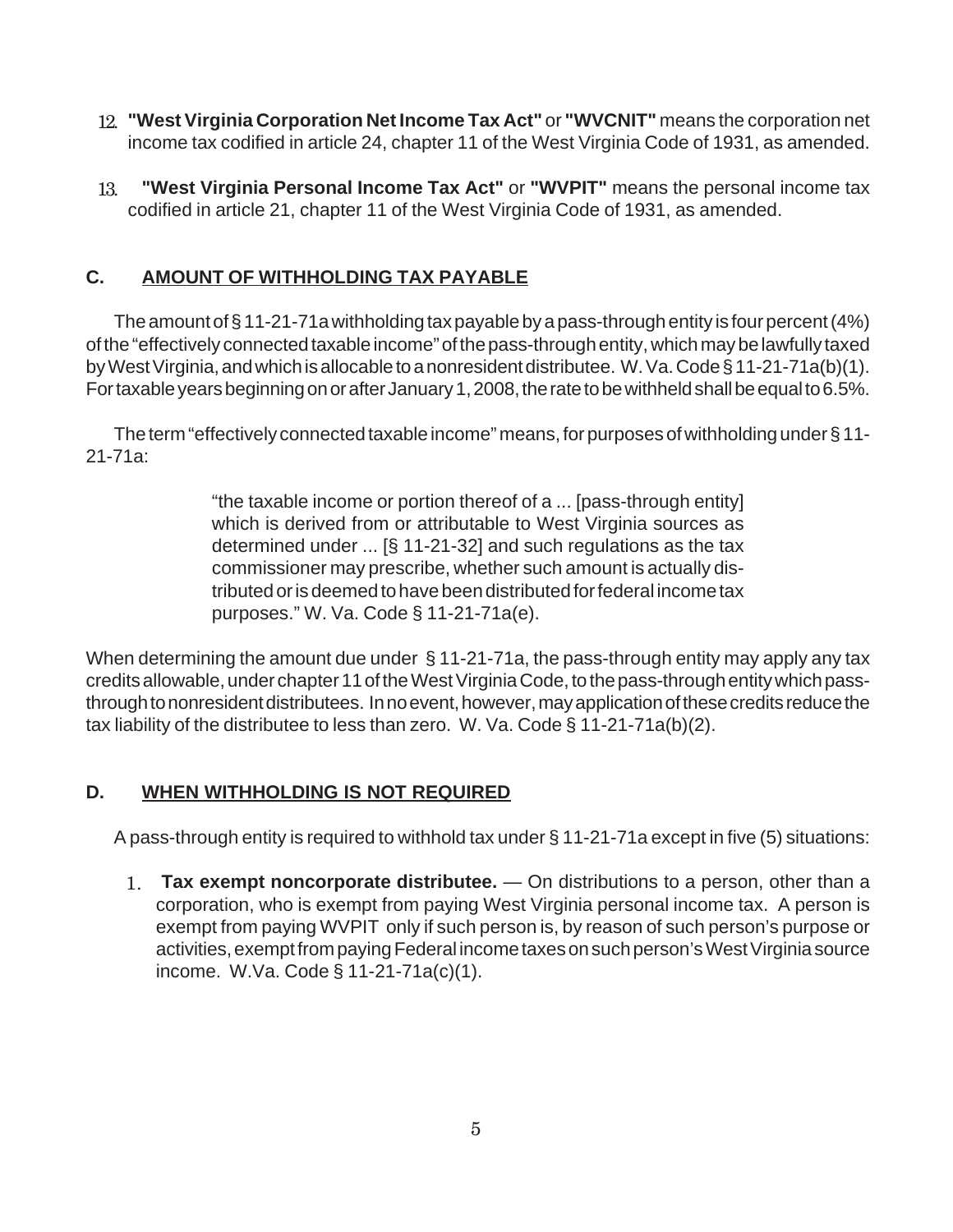12. **"West Virginia Corporation Net Income Tax Act"** or **"WVCNIT"** means the corporation net income tax codified in article 24, chapter 11 of the West Virginia Code of 1931, as amended.

13. **"West Virginia Personal Income Tax Act"** or **"WVPIT"** means the personal income tax codified in article 21, chapter 11 of the West Virginia Code of 1931, as amended.

## C. AMOUNT OF WITHHOLDING TAX PAYABLE

The amount of § 11-21-71a withholding tax payable by a pass-through entity is four percent (4%) of the "effectively connected taxable income" of the pass-through entity, which may be lawfully taxed by West Virginia, and which is allocable to a nonresident distributee. W. Va. Code § 11-21-71a(b)(1). For taxable years beginning on or after January 1, 2008, the rate to be withheld shall be equal to 6.5%.

The term "effectively connected taxable income" means, for purposes of withholding under § 11-21-71a:

> "the taxable income or portion thereof of a ... [pass-through entity] which is derived from or attributable to West Virginia sources as determined under ... [§ 11-21-32] and such regulations as the tax commissioner may prescribe, whether such amount is actually distributed or is deemed to have been distributed for federal income tax purposes." W. Va. Code § 11-21-71a(e).

When determining the amount due under § 11-21-71a, the pass-through entity may apply any tax credits allowable, under chapter 11 of the West Virginia Code, to the pass-through entity which pass-through to nonresident distributees. In no event, however, may application of these credits reduce the tax liability of the distributee to less than zero. W. Va. Code § 11-21-71a(b)(2).

## D. WHEN WITHHOLDING IS NOT REQUIRED

A pass-through entity is required to withhold tax under § 11-21-71a except in five (5) situations:

1. **Tax exempt noncorporate distributee.** — On distributions to a person, other than a corporation, who is exempt from paying West Virginia personal income tax. A person is exempt from paying WVPIT only if such person is, by reason of such person's purpose or activities, exempt from paying Federal income taxes on such person's West Virginia source income. W.Va. Code § 11-21-71a(c)(1).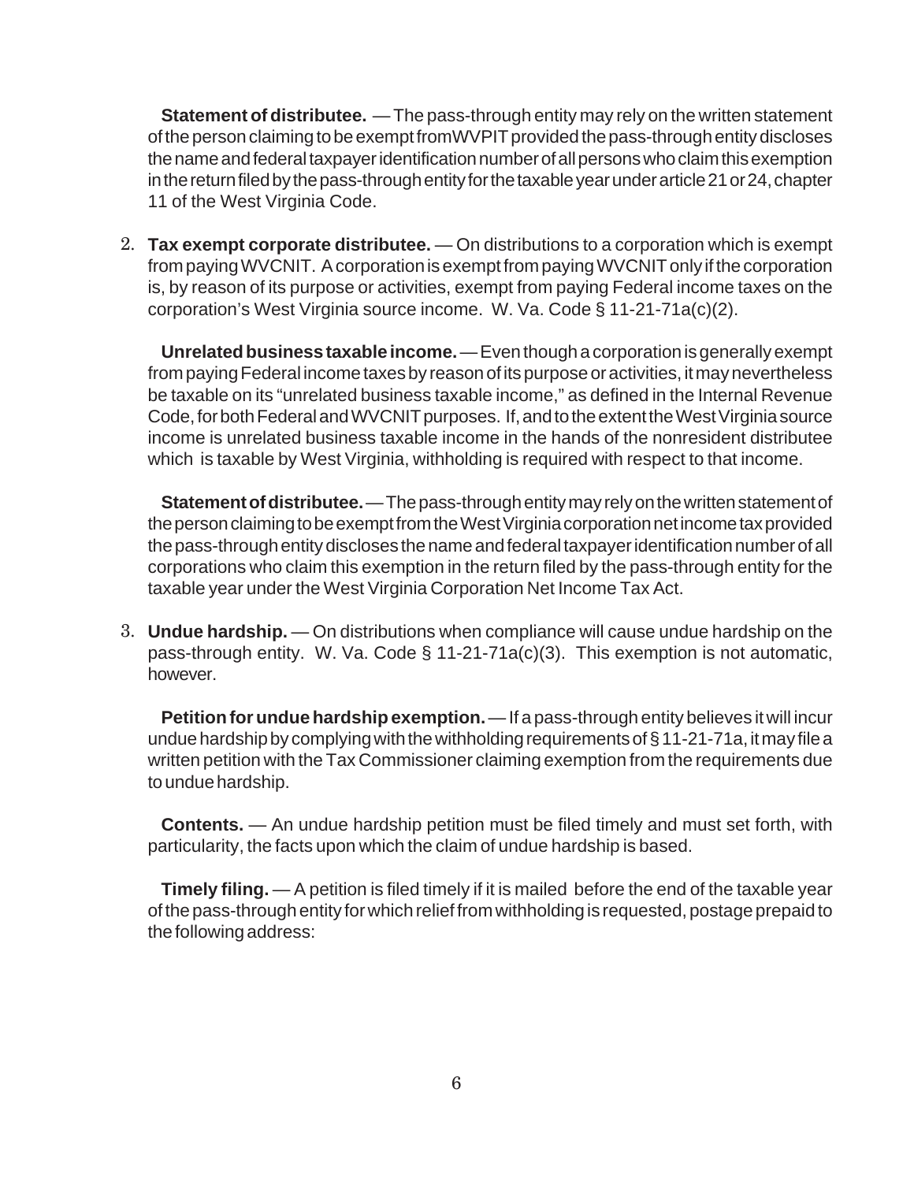**Statement of distributee.** — The pass-through entity may rely on the written statement of the person claiming to be exempt fromWVPIT provided the pass-through entity discloses the name and federal taxpayer identification number of all persons who claim this exemption in the return filed by the pass-through entity for the taxable year under article 21 or 24, chapter 11 of the West Virginia Code.

2. **Tax exempt corporate distributee.** — On distributions to a corporation which is exempt from paying WVCNIT. A corporation is exempt from paying WVCNIT only if the corporation is, by reason of its purpose or activities, exempt from paying Federal income taxes on the corporation's West Virginia source income. W. Va. Code § 11-21-71a(c)(2).

   **Unrelated business taxable income.** — Even though a corporation is generally exempt from paying Federal income taxes by reason of its purpose or activities, it may nevertheless be taxable on its "unrelated business taxable income," as defined in the Internal Revenue Code, for both Federal and WVCNIT purposes. If, and to the extent the West Virginia source income is unrelated business taxable income in the hands of the nonresident distributee which is taxable by West Virginia, withholding is required with respect to that income.

   **Statement of distributee.** — The pass-through entity may rely on the written statement of the person claiming to be exempt from the West Virginia corporation net income tax provided the pass-through entity discloses the name and federal taxpayer identification number of all corporations who claim this exemption in the return filed by the pass-through entity for the taxable year under the West Virginia Corporation Net Income Tax Act.

3. **Undue hardship.** — On distributions when compliance will cause undue hardship on the pass-through entity. W. Va. Code § 11-21-71a(c)(3). This exemption is not automatic, however.

   **Petition for undue hardship exemption.** — If a pass-through entity believes it will incur undue hardship by complying with the withholding requirements of § 11-21-71a, it may file a written petition with the Tax Commissioner claiming exemption from the requirements due to undue hardship.

   **Contents.** — An undue hardship petition must be filed timely and must set forth, with particularity, the facts upon which the claim of undue hardship is based.

   **Timely filing.** — A petition is filed timely if it is mailed before the end of the taxable year of the pass-through entity for which relief from withholding is requested, postage prepaid to the following address: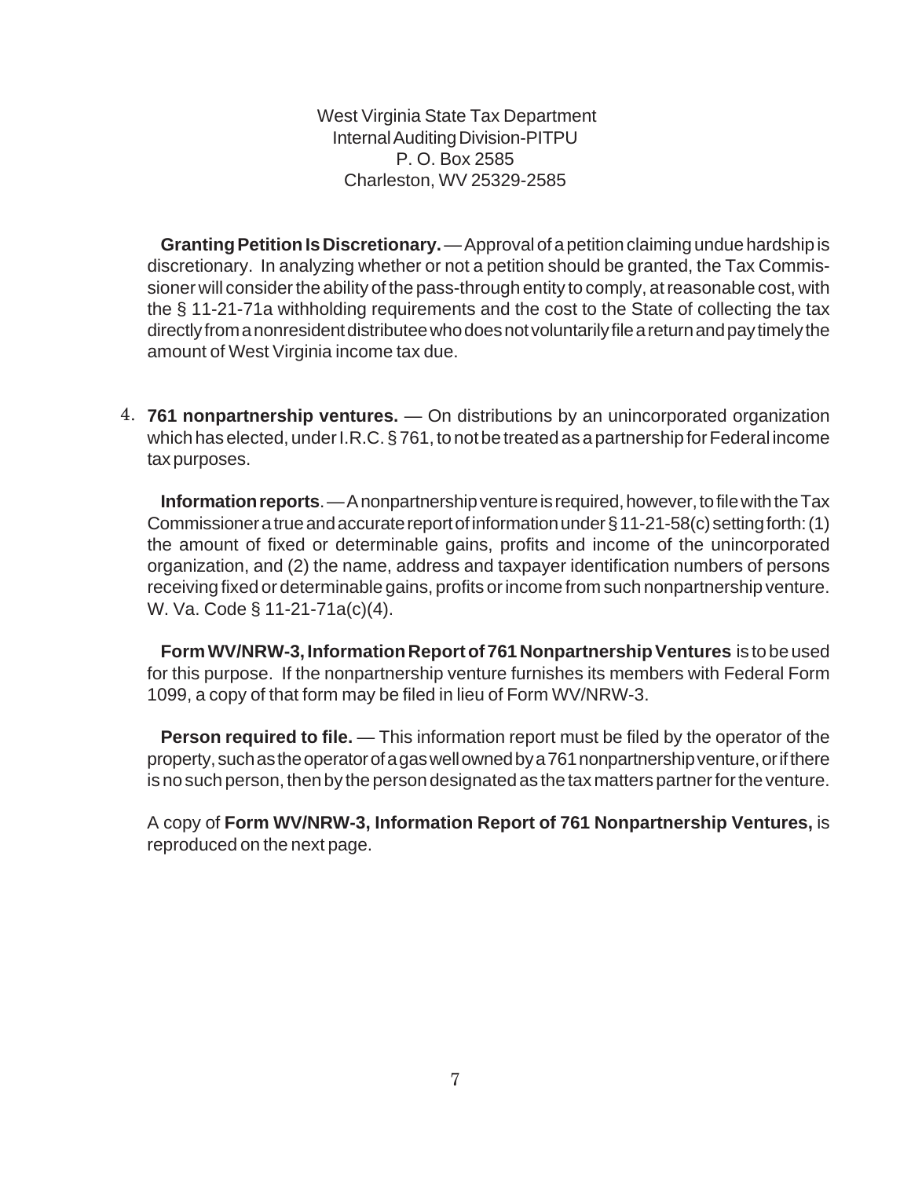West Virginia State Tax Department
Internal Auditing Division-PITPU
P. O. Box 2585
Charleston, WV 25329-2585

**Granting Petition Is Discretionary.** — Approval of a petition claiming undue hardship is discretionary. In analyzing whether or not a petition should be granted, the Tax Commissioner will consider the ability of the pass-through entity to comply, at reasonable cost, with the § 11-21-71a withholding requirements and the cost to the State of collecting the tax directly from a nonresident distributee who does not voluntarily file a return and pay timely the amount of West Virginia income tax due.

4. **761 nonpartnership ventures.** — On distributions by an unincorporated organization which has elected, under I.R.C. § 761, to not be treated as a partnership for Federal income tax purposes.

   **Information reports**. — A nonpartnership venture is required, however, to file with the Tax Commissioner a true and accurate report of information under § 11-21-58(c) setting forth: (1) the amount of fixed or determinable gains, profits and income of the unincorporated organization, and (2) the name, address and taxpayer identification numbers of persons receiving fixed or determinable gains, profits or income from such nonpartnership venture. W. Va. Code § 11-21-71a(c)(4).

   **Form WV/NRW-3, Information Report of 761 Nonpartnership Ventures** is to be used for this purpose. If the nonpartnership venture furnishes its members with Federal Form 1099, a copy of that form may be filed in lieu of Form WV/NRW-3.

   **Person required to file.** — This information report must be filed by the operator of the property, such as the operator of a gas well owned by a 761 nonpartnership venture, or if there is no such person, then by the person designated as the tax matters partner for the venture.

   A copy of **Form WV/NRW-3, Information Report of 761 Nonpartnership Ventures,** is reproduced on the next page.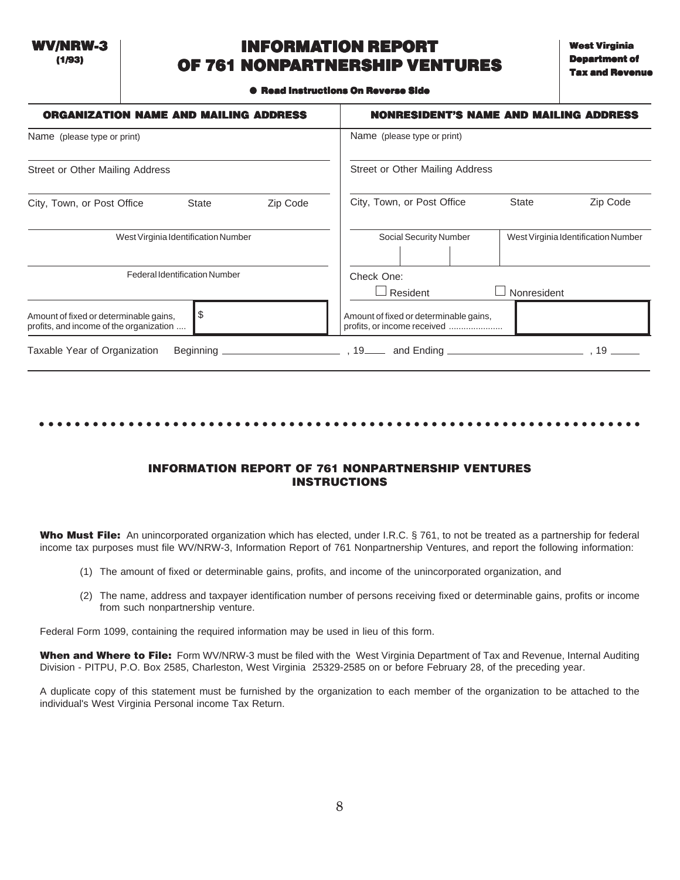**WV/NRW-3**
**(1/93)**

# INFORMATION REPORT OF 761 NONPARTNERSHIP VENTURES

**West Virginia Department of Tax and Revenue**

● **Read Instructions On Reverse Side**

| ORGANIZATION NAME AND MAILING ADDRESS | | | NONRESIDENT'S NAME AND MAILING ADDRESS | | |
|---|---|---|---|---|---|
| Name (please type or print) | | | Name (please type or print) | | |
| Street or Other Mailing Address | | | Street or Other Mailing Address | | |
| City, Town, or Post Office | State | Zip Code | City, Town, or Post Office | State | Zip Code |
| West Virginia Identification Number | | | Social Security Number | | West Virginia Identification Number |
| Federal Identification Number | | | Check One: ☐ Resident ☐ Nonresident | | |
| Amount of fixed or determinable gains, profits, and income of the organization .... | $ | | Amount of fixed or determinable gains, profits, or income received ...................... | | |

Taxable Year of Organization Beginning ____________________, 19____ and Ending ____________________, 19_____

---

## INFORMATION REPORT OF 761 NONPARTNERSHIP VENTURES INSTRUCTIONS

**Who Must File:** An unincorporated organization which has elected, under I.R.C. § 761, to not be treated as a partnership for federal income tax purposes must file WV/NRW-3, Information Report of 761 Nonpartnership Ventures, and report the following information:

(1) The amount of fixed or determinable gains, profits, and income of the unincorporated organization, and

(2) The name, address and taxpayer identification number of persons receiving fixed or determinable gains, profits or income from such nonpartnership venture.

Federal Form 1099, containing the required information may be used in lieu of this form.

**When and Where to File:** Form WV/NRW-3 must be filed with the West Virginia Department of Tax and Revenue, Internal Auditing Division - PITPU, P.O. Box 2585, Charleston, West Virginia 25329-2585 on or before February 28, of the preceding year.

A duplicate copy of this statement must be furnished by the organization to each member of the organization to be attached to the individual's West Virginia Personal income Tax Return.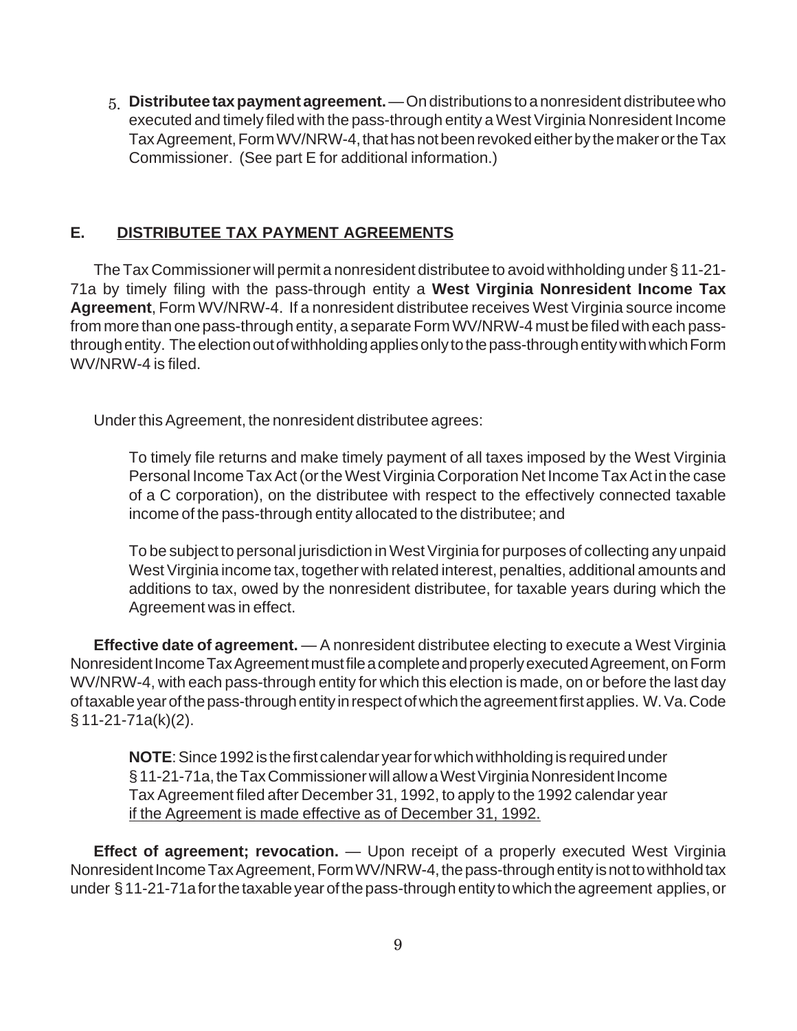5. **Distributee tax payment agreement.** — On distributions to a nonresident distributee who executed and timely filed with the pass-through entity a West Virginia Nonresident Income Tax Agreement, Form WV/NRW-4, that has not been revoked either by the maker or the Tax Commissioner. (See part E for additional information.)

## E. DISTRIBUTEE TAX PAYMENT AGREEMENTS

The Tax Commissioner will permit a nonresident distributee to avoid withholding under § 11-21-71a by timely filing with the pass-through entity a **West Virginia Nonresident Income Tax Agreement**, Form WV/NRW-4. If a nonresident distributee receives West Virginia source income from more than one pass-through entity, a separate Form WV/NRW-4 must be filed with each pass-through entity. The election out of withholding applies only to the pass-through entity with which Form WV/NRW-4 is filed.

Under this Agreement, the nonresident distributee agrees:

> To timely file returns and make timely payment of all taxes imposed by the West Virginia Personal Income Tax Act (or the West Virginia Corporation Net Income Tax Act in the case of a C corporation), on the distributee with respect to the effectively connected taxable income of the pass-through entity allocated to the distributee; and
>
> To be subject to personal jurisdiction in West Virginia for purposes of collecting any unpaid West Virginia income tax, together with related interest, penalties, additional amounts and additions to tax, owed by the nonresident distributee, for taxable years during which the Agreement was in effect.

**Effective date of agreement.** — A nonresident distributee electing to execute a West Virginia Nonresident Income Tax Agreement must file a complete and properly executed Agreement, on Form WV/NRW-4, with each pass-through entity for which this election is made, on or before the last day of taxable year of the pass-through entity in respect of which the agreement first applies. W. Va. Code § 11-21-71a(k)(2).

> **NOTE**: Since 1992 is the first calendar year for which withholding is required under § 11-21-71a, the Tax Commissioner will allow a West Virginia Nonresident Income Tax Agreement filed after December 31, 1992, to apply to the 1992 calendar year <u>if the Agreement is made effective as of December 31, 1992.</u>

**Effect of agreement; revocation.** — Upon receipt of a properly executed West Virginia Nonresident Income Tax Agreement, Form WV/NRW-4, the pass-through entity is not to withhold tax under § 11-21-71a for the taxable year of the pass-through entity to which the agreement applies, or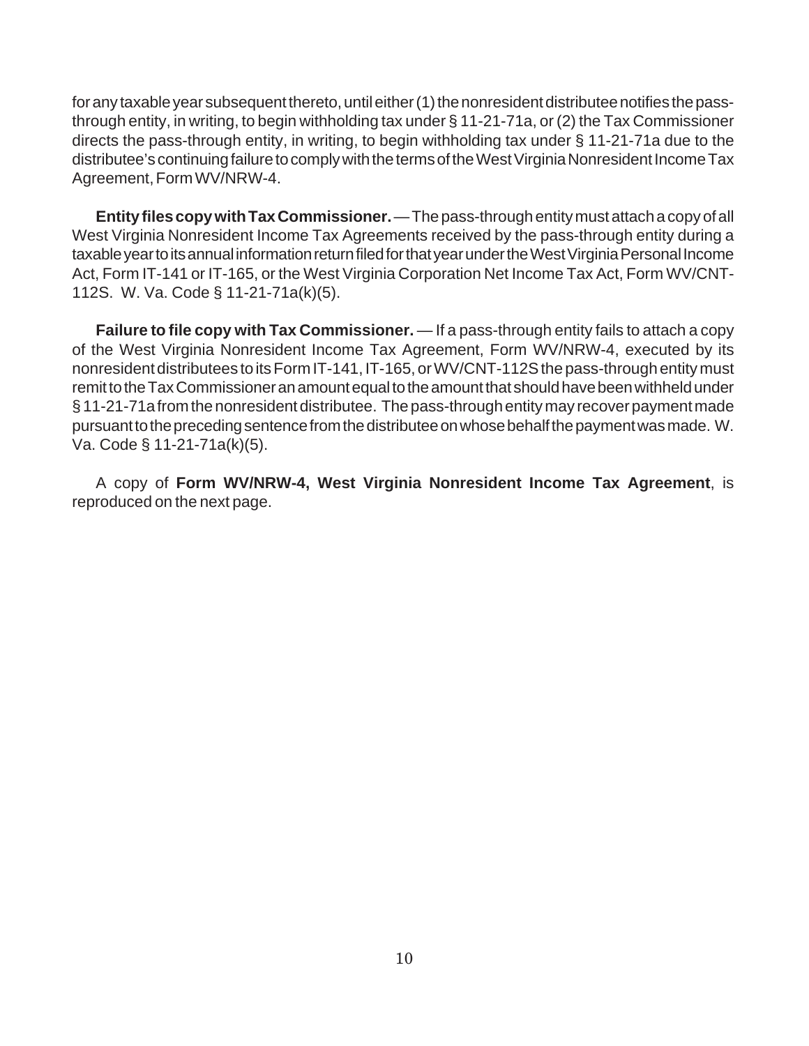for any taxable year subsequent thereto, until either (1) the nonresident distributee notifies the pass-through entity, in writing, to begin withholding tax under § 11-21-71a, or (2) the Tax Commissioner directs the pass-through entity, in writing, to begin withholding tax under § 11-21-71a due to the distributee's continuing failure to comply with the terms of the West Virginia Nonresident Income Tax Agreement, Form WV/NRW-4.

**Entity files copy with Tax Commissioner.** — The pass-through entity must attach a copy of all West Virginia Nonresident Income Tax Agreements received by the pass-through entity during a taxable year to its annual information return filed for that year under the West Virginia Personal Income Act, Form IT-141 or IT-165, or the West Virginia Corporation Net Income Tax Act, Form WV/CNT-112S. W. Va. Code § 11-21-71a(k)(5).

**Failure to file copy with Tax Commissioner.** — If a pass-through entity fails to attach a copy of the West Virginia Nonresident Income Tax Agreement, Form WV/NRW-4, executed by its nonresident distributees to its Form IT-141, IT-165, or WV/CNT-112S the pass-through entity must remit to the Tax Commissioner an amount equal to the amount that should have been withheld under § 11-21-71a from the nonresident distributee. The pass-through entity may recover payment made pursuant to the preceding sentence from the distributee on whose behalf the payment was made. W. Va. Code § 11-21-71a(k)(5).

A copy of **Form WV/NRW-4, West Virginia Nonresident Income Tax Agreement**, is reproduced on the next page.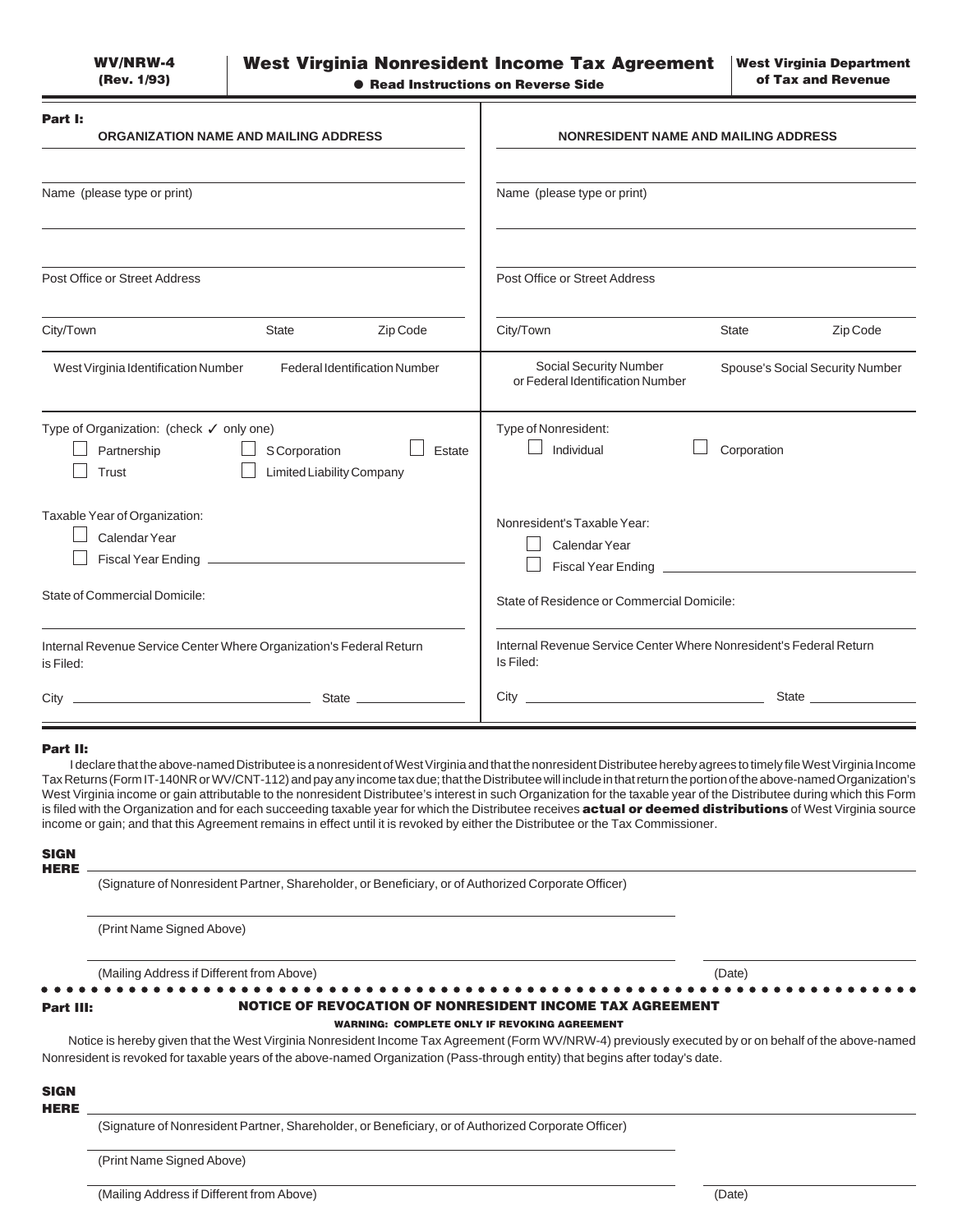**WV/NRW-4**
**(Rev. 1/93)**

# West Virginia Nonresident Income Tax Agreement

● **Read Instructions on Reverse Side**

**West Virginia Department of Tax and Revenue**

**Part I:**

| ORGANIZATION NAME AND MAILING ADDRESS | NONRESIDENT NAME AND MAILING ADDRESS |
|---|---|
| Name (please type or print) | Name (please type or print) |
| Post Office or Street Address | Post Office or Street Address |
| City/Town &nbsp;&nbsp; State &nbsp;&nbsp; Zip Code | City/Town &nbsp;&nbsp; State &nbsp;&nbsp; Zip Code |
| West Virginia Identification Number &nbsp;&nbsp; Federal Identification Number | Social Security Number or Federal Identification Number &nbsp;&nbsp; Spouse's Social Security Number |
| Type of Organization: (check ✓ only one) ☐ Partnership ☐ S Corporation ☐ Estate ☐ Trust ☐ Limited Liability Company | Type of Nonresident: ☐ Individual ☐ Corporation |
| Taxable Year of Organization: ☐ Calendar Year ☐ Fiscal Year Ending ______ | Nonresident's Taxable Year: ☐ Calendar Year ☐ Fiscal Year Ending ______ |
| State of Commercial Domicile: | State of Residence or Commercial Domicile: |
| Internal Revenue Service Center Where Organization's Federal Return is Filed: City ______ State ______ | Internal Revenue Service Center Where Nonresident's Federal Return Is Filed: City ______ State ______ |

**Part II:**

I declare that the above-named Distributee is a nonresident of West Virginia and that the nonresident Distributee hereby agrees to timely file West Virginia Income Tax Returns (Form IT-140NR or WV/CNT-112) and pay any income tax due; that the Distributee will include in that return the portion of the above-named Organization's West Virginia income or gain attributable to the nonresident Distributee's interest in such Organization for the taxable year of the Distributee during which this Form is filed with the Organization and for each succeeding taxable year for which the Distributee receives **actual or deemed distributions** of West Virginia source income or gain; and that this Agreement remains in effect until it is revoked by either the Distributee or the Tax Commissioner.

**SIGN HERE** ______________________________________________

(Signature of Nonresident Partner, Shareholder, or Beneficiary, or of Authorized Corporate Officer)

______________________________________________

(Print Name Signed Above)

______________________________________________ ______________

(Mailing Address if Different from Above) (Date)

**Part III:** **NOTICE OF REVOCATION OF NONRESIDENT INCOME TAX AGREEMENT**

**WARNING: COMPLETE ONLY IF REVOKING AGREEMENT**

Notice is hereby given that the West Virginia Nonresident Income Tax Agreement (Form WV/NRW-4) previously executed by or on behalf of the above-named Nonresident is revoked for taxable years of the above-named Organization (Pass-through entity) that begins after today's date.

**SIGN HERE** ______________________________________________

(Signature of Nonresident Partner, Shareholder, or Beneficiary, or of Authorized Corporate Officer)

______________________________________________

(Print Name Signed Above)

______________________________________________ ______________

(Mailing Address if Different from Above) (Date)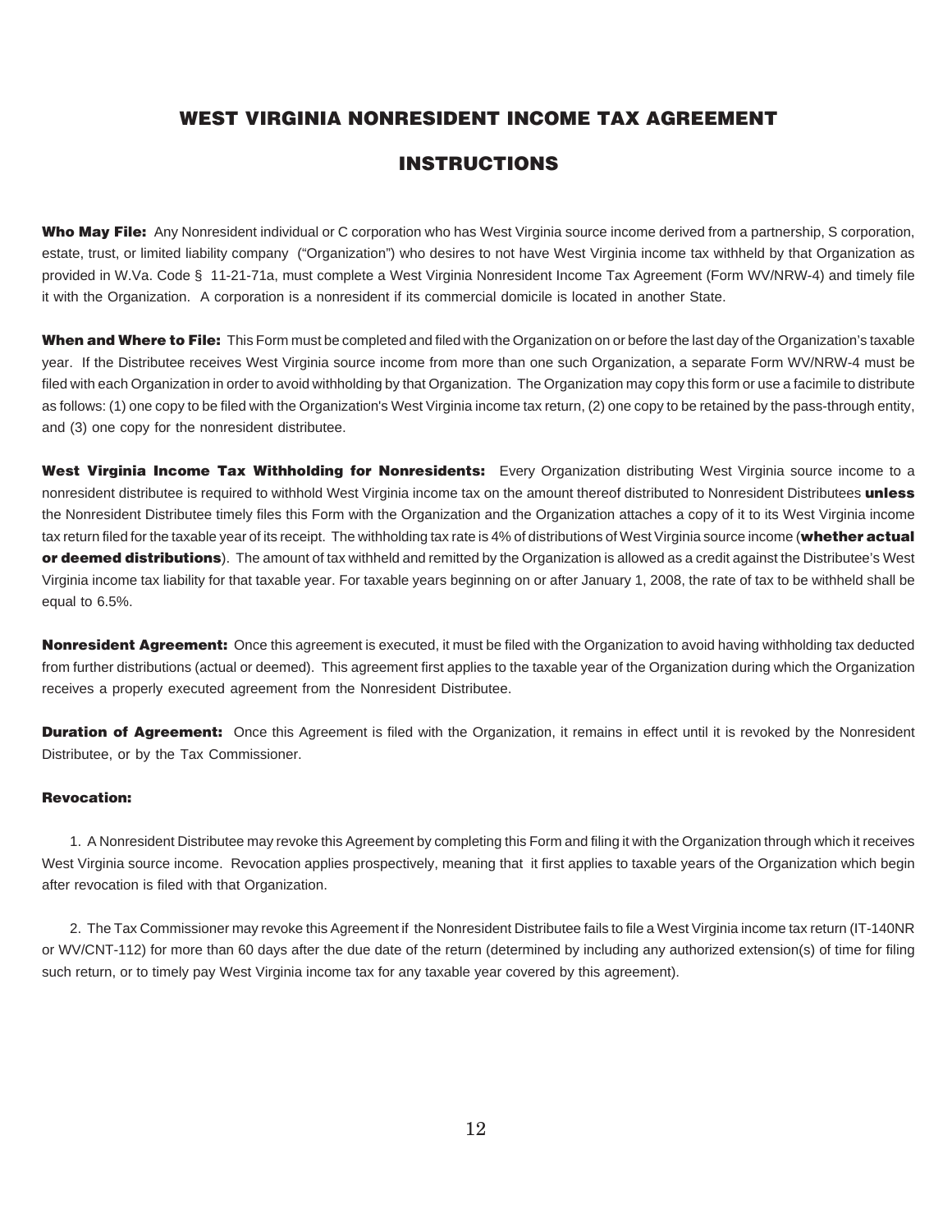# WEST VIRGINIA NONRESIDENT INCOME TAX AGREEMENT

## INSTRUCTIONS

**Who May File:** Any Nonresident individual or C corporation who has West Virginia source income derived from a partnership, S corporation, estate, trust, or limited liability company ("Organization") who desires to not have West Virginia income tax withheld by that Organization as provided in W.Va. Code § 11-21-71a, must complete a West Virginia Nonresident Income Tax Agreement (Form WV/NRW-4) and timely file it with the Organization. A corporation is a nonresident if its commercial domicile is located in another State.

**When and Where to File:** This Form must be completed and filed with the Organization on or before the last day of the Organization's taxable year. If the Distributee receives West Virginia source income from more than one such Organization, a separate Form WV/NRW-4 must be filed with each Organization in order to avoid withholding by that Organization. The Organization may copy this form or use a facimile to distribute as follows: (1) one copy to be filed with the Organization's West Virginia income tax return, (2) one copy to be retained by the pass-through entity, and (3) one copy for the nonresident distributee.

**West Virginia Income Tax Withholding for Nonresidents:** Every Organization distributing West Virginia source income to a nonresident distributee is required to withhold West Virginia income tax on the amount thereof distributed to Nonresident Distributees **unless** the Nonresident Distributee timely files this Form with the Organization and the Organization attaches a copy of it to its West Virginia income tax return filed for the taxable year of its receipt. The withholding tax rate is 4% of distributions of West Virginia source income (**whether actual or deemed distributions**). The amount of tax withheld and remitted by the Organization is allowed as a credit against the Distributee's West Virginia income tax liability for that taxable year. For taxable years beginning on or after January 1, 2008, the rate of tax to be withheld shall be equal to 6.5%.

**Nonresident Agreement:** Once this agreement is executed, it must be filed with the Organization to avoid having withholding tax deducted from further distributions (actual or deemed). This agreement first applies to the taxable year of the Organization during which the Organization receives a properly executed agreement from the Nonresident Distributee.

**Duration of Agreement:** Once this Agreement is filed with the Organization, it remains in effect until it is revoked by the Nonresident Distributee, or by the Tax Commissioner.

**Revocation:**

1. A Nonresident Distributee may revoke this Agreement by completing this Form and filing it with the Organization through which it receives West Virginia source income. Revocation applies prospectively, meaning that it first applies to taxable years of the Organization which begin after revocation is filed with that Organization.

2. The Tax Commissioner may revoke this Agreement if the Nonresident Distributee fails to file a West Virginia income tax return (IT-140NR or WV/CNT-112) for more than 60 days after the due date of the return (determined by including any authorized extension(s) of time for filing such return, or to timely pay West Virginia income tax for any taxable year covered by this agreement).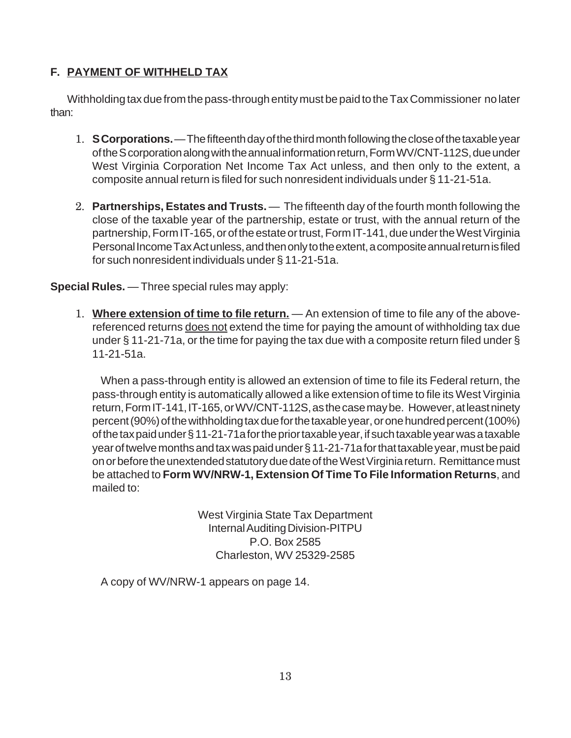## F. <u>PAYMENT OF WITHHELD TAX</u>

Withholding tax due from the pass-through entity must be paid to the Tax Commissioner no later than:

1. **S Corporations.** — The fifteenth day of the third month following the close of the taxable year of the S corporation along with the annual information return, Form WV/CNT-112S, due under West Virginia Corporation Net Income Tax Act unless, and then only to the extent, a composite annual return is filed for such nonresident individuals under § 11-21-51a.

2. **Partnerships, Estates and Trusts.** — The fifteenth day of the fourth month following the close of the taxable year of the partnership, estate or trust, with the annual return of the partnership, Form IT-165, or of the estate or trust, Form IT-141, due under the West Virginia Personal Income Tax Act unless, and then only to the extent, a composite annual return is filed for such nonresident individuals under § 11-21-51a.

**Special Rules.** — Three special rules may apply:

1. **<u>Where extension of time to file return.</u>** — An extension of time to file any of the above-referenced returns <u>does not</u> extend the time for paying the amount of withholding tax due under § 11-21-71a, or the time for paying the tax due with a composite return filed under § 11-21-51a.

   When a pass-through entity is allowed an extension of time to file its Federal return, the pass-through entity is automatically allowed a like extension of time to file its West Virginia return, Form IT-141, IT-165, or WV/CNT-112S, as the case may be. However, at least ninety percent (90%) of the withholding tax due for the taxable year, or one hundred percent (100%) of the tax paid under § 11-21-71a for the prior taxable year, if such taxable year was a taxable year of twelve months and tax was paid under § 11-21-71a for that taxable year, must be paid on or before the unextended statutory due date of the West Virginia return. Remittance must be attached to **Form WV/NRW-1, Extension Of Time To File Information Returns**, and mailed to:

   West Virginia State Tax Department
   Internal Auditing Division-PITPU
   P.O. Box 2585
   Charleston, WV 25329-2585

   A copy of WV/NRW-1 appears on page 14.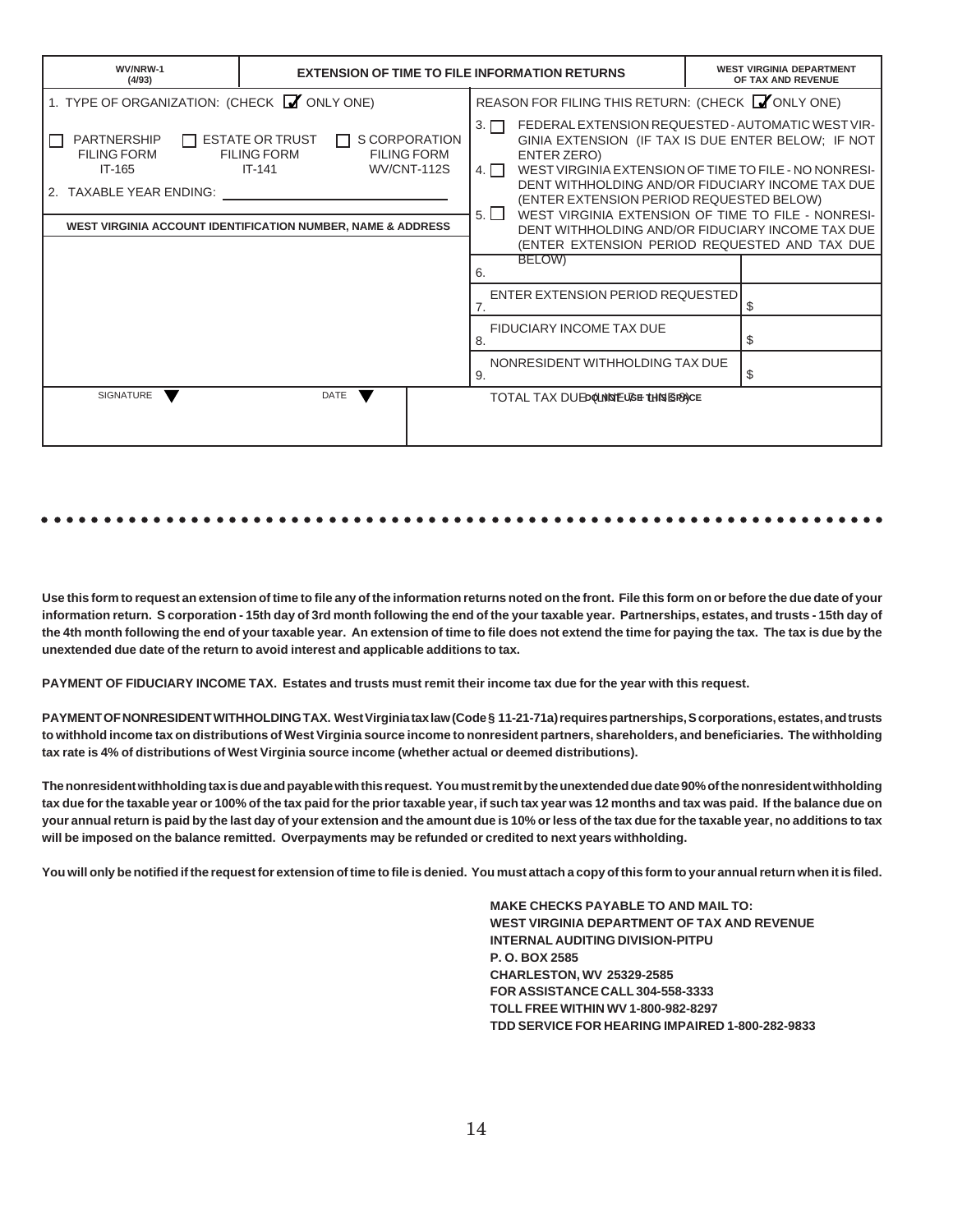| WV/NRW-1 (4/93) | EXTENSION OF TIME TO FILE INFORMATION RETURNS | WEST VIRGINIA DEPARTMENT OF TAX AND REVENUE |
|---|---|---|

**1. TYPE OF ORGANIZATION: (CHECK ☑ ONLY ONE)**

☐ PARTNERSHIP FILING FORM IT-165 ☐ ESTATE OR TRUST FILING FORM IT-141 ☐ S CORPORATION FILING FORM WV/CNT-112S

2. TAXABLE YEAR ENDING: ____________________

**WEST VIRGINIA ACCOUNT IDENTIFICATION NUMBER, NAME & ADDRESS**

**REASON FOR FILING THIS RETURN: (CHECK ☑ ONLY ONE)**

3. ☐ FEDERAL EXTENSION REQUESTED - AUTOMATIC WEST VIRGINIA EXTENSION (IF TAX IS DUE ENTER BELOW; IF NOT ENTER ZERO)
4. ☐ WEST VIRGINIA EXTENSION OF TIME TO FILE - NO NONRESIDENT WITHHOLDING AND/OR FIDUCIARY INCOME TAX DUE (ENTER EXTENSION PERIOD REQUESTED BELOW)
5. ☐ WEST VIRGINIA EXTENSION OF TIME TO FILE - NONRESIDENT WITHHOLDING AND/OR FIDUCIARY INCOME TAX DUE (ENTER EXTENSION PERIOD REQUESTED AND TAX DUE BELOW)

| Line | Description | Amount |
|---|---|---|
| 6. | | |
| 7. | ENTER EXTENSION PERIOD REQUESTED | $ |
| 8. | FIDUCIARY INCOME TAX DUE | $ |
| 9. | NONRESIDENT WITHHOLDING TAX DUE | $ |
| | TOTAL TAX DUE (LINE 7 + LINE 8) | |

SIGNATURE ▼ DATE ▼

DO NOT USE THIS SPACE

---

**Use this form to request an extension of time to file any of the information returns noted on the front. File this form on or before the due date of your information return. S corporation - 15th day of 3rd month following the end of the your taxable year. Partnerships, estates, and trusts - 15th day of the 4th month following the end of your taxable year. An extension of time to file does not extend the time for paying the tax. The tax is due by the unextended due date of the return to avoid interest and applicable additions to tax.**

**PAYMENT OF FIDUCIARY INCOME TAX. Estates and trusts must remit their income tax due for the year with this request.**

**PAYMENT OF NONRESIDENT WITHHOLDING TAX. West Virginia tax law (Code § 11-21-71a) requires partnerships, S corporations, estates, and trusts to withhold income tax on distributions of West Virginia source income to nonresident partners, shareholders, and beneficiaries. The withholding tax rate is 4% of distributions of West Virginia source income (whether actual or deemed distributions).**

**The nonresident withholding tax is due and payable with this request. You must remit by the unextended due date 90% of the nonresident withholding tax due for the taxable year or 100% of the tax paid for the prior taxable year, if such tax year was 12 months and tax was paid. If the balance due on your annual return is paid by the last day of your extension and the amount due is 10% or less of the tax due for the taxable year, no additions to tax will be imposed on the balance remitted. Overpayments may be refunded or credited to next years withholding.**

**You will only be notified if the request for extension of time to file is denied. You must attach a copy of this form to your annual return when it is filed.**

**MAKE CHECKS PAYABLE TO AND MAIL TO:**
**WEST VIRGINIA DEPARTMENT OF TAX AND REVENUE**
**INTERNAL AUDITING DIVISION-PITPU**
**P. O. BOX 2585**
**CHARLESTON, WV 25329-2585**
**FOR ASSISTANCE CALL 304-558-3333**
**TOLL FREE WITHIN WV 1-800-982-8297**
**TDD SERVICE FOR HEARING IMPAIRED 1-800-282-9833**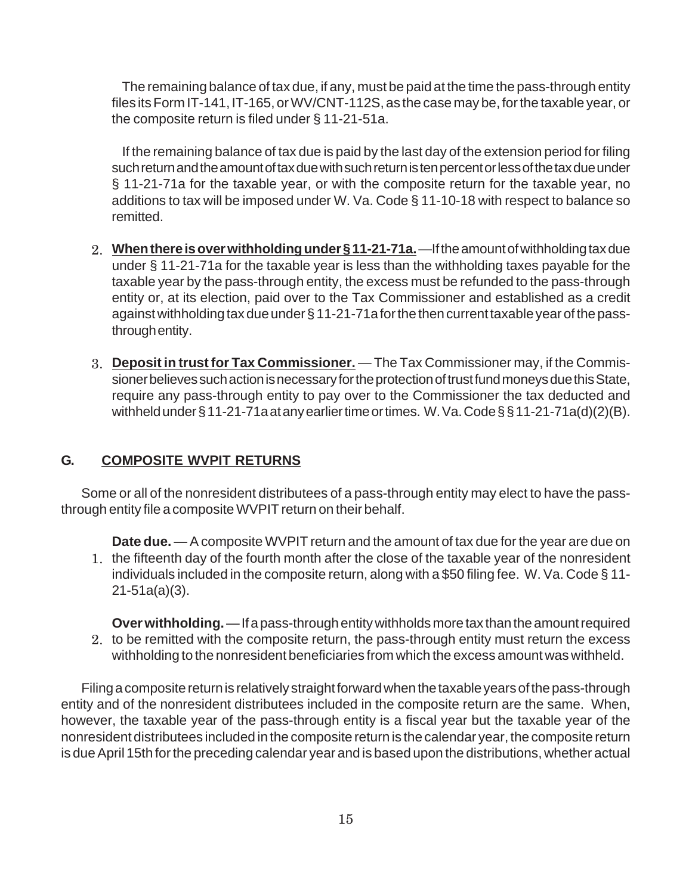The remaining balance of tax due, if any, must be paid at the time the pass-through entity files its Form IT-141, IT-165, or WV/CNT-112S, as the case may be, for the taxable year, or the composite return is filed under § 11-21-51a.

If the remaining balance of tax due is paid by the last day of the extension period for filing such return and the amount of tax due with such return is ten percent or less of the tax due under § 11-21-71a for the taxable year, or with the composite return for the taxable year, no additions to tax will be imposed under W. Va. Code § 11-10-18 with respect to balance so remitted.

2. **When there is over withholding under § 11-21-71a.** —If the amount of withholding tax due under § 11-21-71a for the taxable year is less than the withholding taxes payable for the taxable year by the pass-through entity, the excess must be refunded to the pass-through entity or, at its election, paid over to the Tax Commissioner and established as a credit against withholding tax due under § 11-21-71a for the then current taxable year of the pass-through entity.

3. **Deposit in trust for Tax Commissioner.** — The Tax Commissioner may, if the Commissioner believes such action is necessary for the protection of trust fund moneys due this State, require any pass-through entity to pay over to the Commissioner the tax deducted and withheld under § 11-21-71a at any earlier time or times. W. Va. Code § § 11-21-71a(d)(2)(B).

## G. COMPOSITE WVPIT RETURNS

Some or all of the nonresident distributees of a pass-through entity may elect to have the pass-through entity file a composite WVPIT return on their behalf.

1. **Date due.** — A composite WVPIT return and the amount of tax due for the year are due on the fifteenth day of the fourth month after the close of the taxable year of the nonresident individuals included in the composite return, along with a $50 filing fee. W. Va. Code § 11-21-51a(a)(3).

2. **Over withholding.** — If a pass-through entity withholds more tax than the amount required to be remitted with the composite return, the pass-through entity must return the excess withholding to the nonresident beneficiaries from which the excess amount was withheld.

Filing a composite return is relatively straight forward when the taxable years of the pass-through entity and of the nonresident distributees included in the composite return are the same. When, however, the taxable year of the pass-through entity is a fiscal year but the taxable year of the nonresident distributees included in the composite return is the calendar year, the composite return is due April 15th for the preceding calendar year and is based upon the distributions, whether actual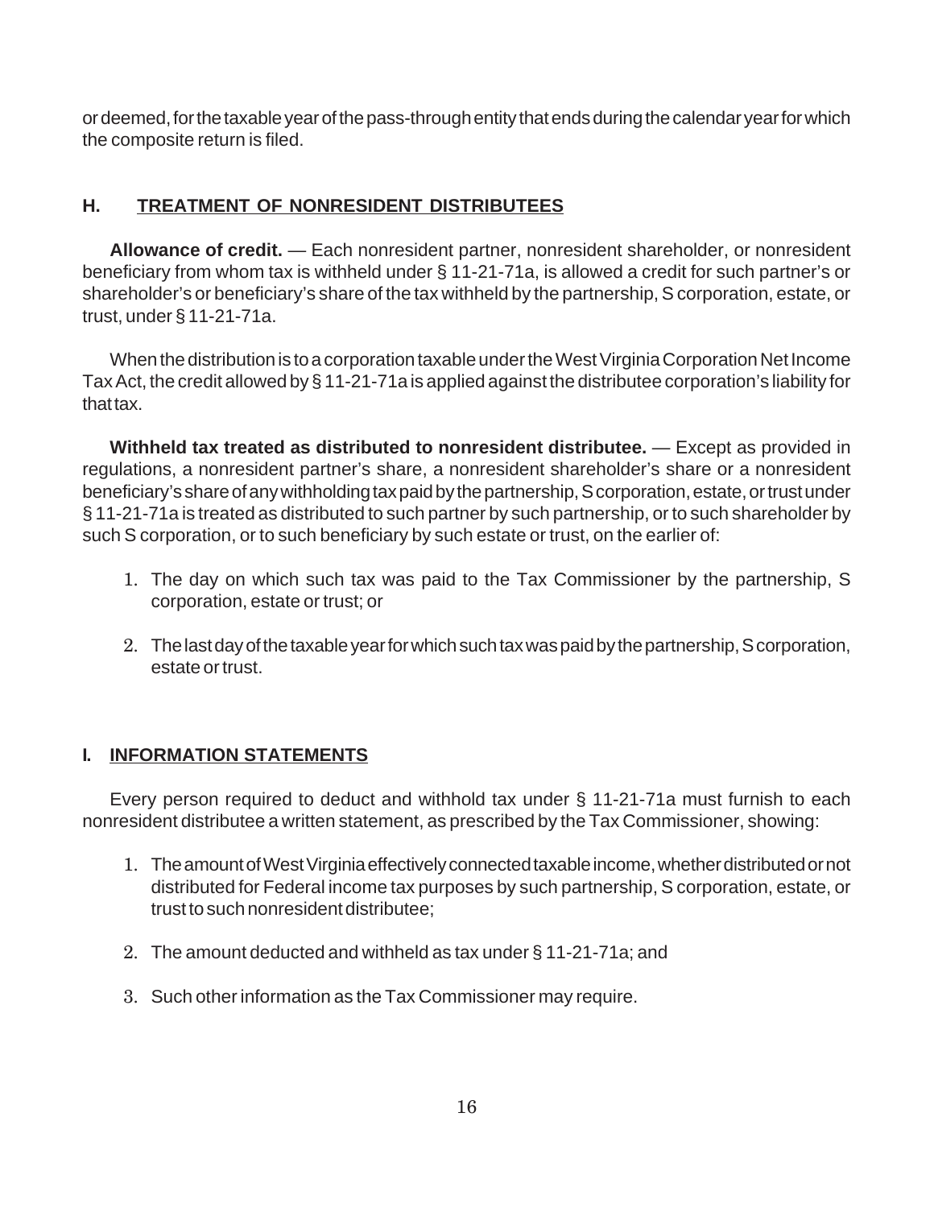or deemed, for the taxable year of the pass-through entity that ends during the calendar year for which the composite return is filed.

## H. TREATMENT OF NONRESIDENT DISTRIBUTEES

**Allowance of credit.** — Each nonresident partner, nonresident shareholder, or nonresident beneficiary from whom tax is withheld under § 11-21-71a, is allowed a credit for such partner's or shareholder's or beneficiary's share of the tax withheld by the partnership, S corporation, estate, or trust, under § 11-21-71a.

When the distribution is to a corporation taxable under the West Virginia Corporation Net Income Tax Act, the credit allowed by § 11-21-71a is applied against the distributee corporation's liability for that tax.

**Withheld tax treated as distributed to nonresident distributee.** — Except as provided in regulations, a nonresident partner's share, a nonresident shareholder's share or a nonresident beneficiary's share of any withholding tax paid by the partnership, S corporation, estate, or trust under § 11-21-71a is treated as distributed to such partner by such partnership, or to such shareholder by such S corporation, or to such beneficiary by such estate or trust, on the earlier of:

1. The day on which such tax was paid to the Tax Commissioner by the partnership, S corporation, estate or trust; or
2. The last day of the taxable year for which such tax was paid by the partnership, S corporation, estate or trust.

## I. INFORMATION STATEMENTS

Every person required to deduct and withhold tax under § 11-21-71a must furnish to each nonresident distributee a written statement, as prescribed by the Tax Commissioner, showing:

1. The amount of West Virginia effectively connected taxable income, whether distributed or not distributed for Federal income tax purposes by such partnership, S corporation, estate, or trust to such nonresident distributee;
2. The amount deducted and withheld as tax under § 11-21-71a; and
3. Such other information as the Tax Commissioner may require.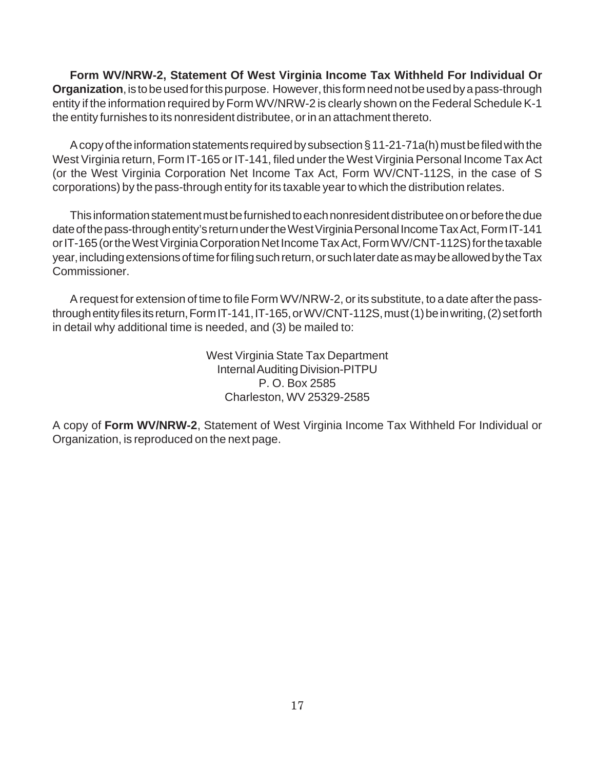**Form WV/NRW-2, Statement Of West Virginia Income Tax Withheld For Individual Or Organization**, is to be used for this purpose. However, this form need not be used by a pass-through entity if the information required by Form WV/NRW-2 is clearly shown on the Federal Schedule K-1 the entity furnishes to its nonresident distributee, or in an attachment thereto.

A copy of the information statements required by subsection § 11-21-71a(h) must be filed with the West Virginia return, Form IT-165 or IT-141, filed under the West Virginia Personal Income Tax Act (or the West Virginia Corporation Net Income Tax Act, Form WV/CNT-112S, in the case of S corporations) by the pass-through entity for its taxable year to which the distribution relates.

This information statement must be furnished to each nonresident distributee on or before the due date of the pass-through entity's return under the West Virginia Personal Income Tax Act, Form IT-141 or IT-165 (or the West Virginia Corporation Net Income Tax Act, Form WV/CNT-112S) for the taxable year, including extensions of time for filing such return, or such later date as may be allowed by the Tax Commissioner.

A request for extension of time to file Form WV/NRW-2, or its substitute, to a date after the pass-through entity files its return, Form IT-141, IT-165, or WV/CNT-112S, must (1) be in writing, (2) set forth in detail why additional time is needed, and (3) be mailed to:

West Virginia State Tax Department
Internal Auditing Division-PITPU
P. O. Box 2585
Charleston, WV 25329-2585

A copy of **Form WV/NRW-2**, Statement of West Virginia Income Tax Withheld For Individual or Organization, is reproduced on the next page.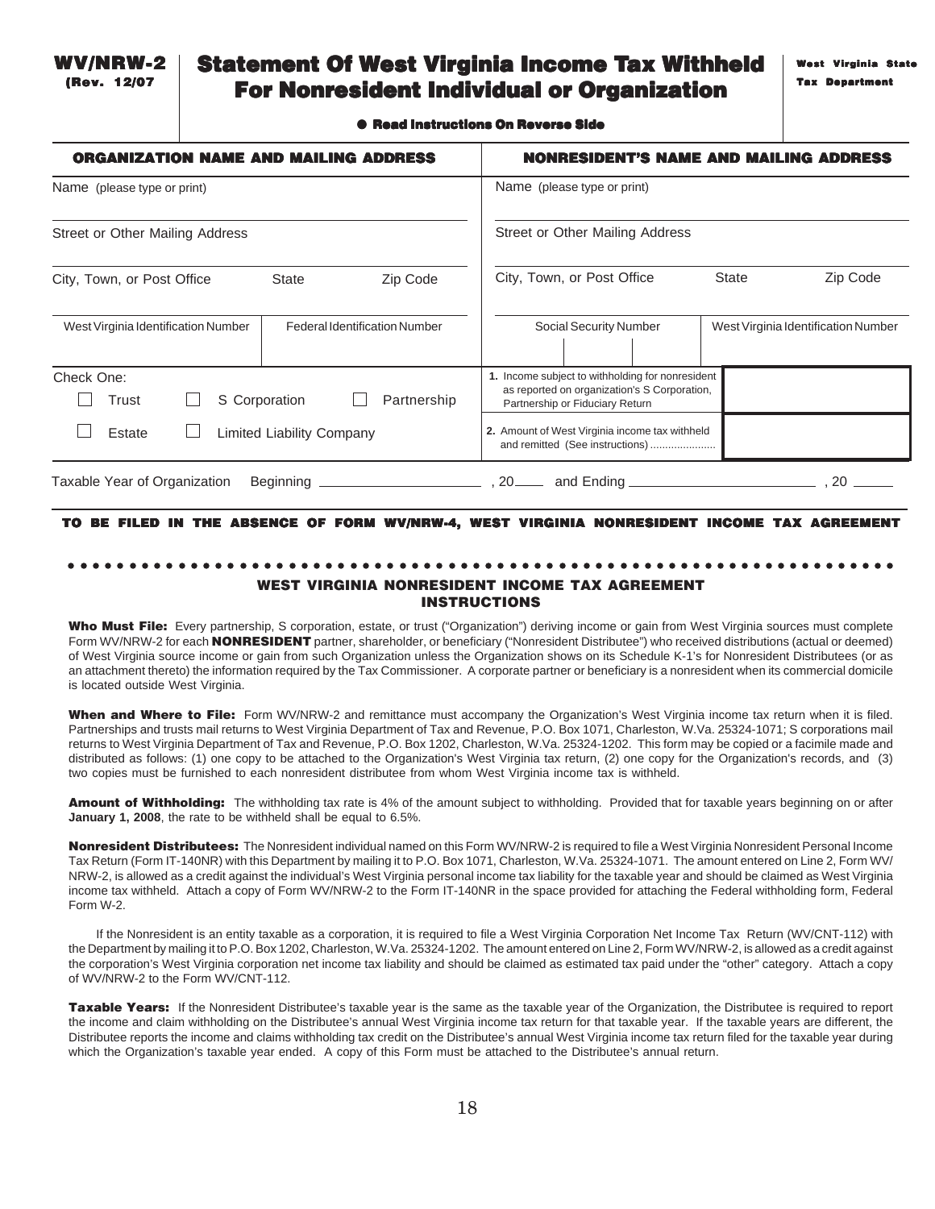**WV/NRW-2**
(Rev. 12/07)

# Statement Of West Virginia Income Tax Withheld For Nonresident Individual or Organization

West Virginia State Tax Department

● Read Instructions On Reverse Side

| ORGANIZATION NAME AND MAILING ADDRESS | | | NONRESIDENT'S NAME AND MAILING ADDRESS | | |
|---|---|---|---|---|---|
| Name (please type or print) | | | Name (please type or print) | | |
| Street or Other Mailing Address | | | Street or Other Mailing Address | | |
| City, Town, or Post Office | State | Zip Code | City, Town, or Post Office | State | Zip Code |
| West Virginia Identification Number | Federal Identification Number | | Social Security Number | West Virginia Identification Number | |
| Check One: ☐ Trust ☐ S Corporation ☐ Partnership | | | 1. Income subject to withholding for nonresident as reported on organization's S Corporation, Partnership or Fiduciary Return | | |
| ☐ Estate ☐ Limited Liability Company | | | 2. Amount of West Virginia income tax withheld and remitted (See instructions) ...................... | | |

Taxable Year of Organization Beginning ____________________ , 20____ and Ending ______________________ , 20 _____

**TO BE FILED IN THE ABSENCE OF FORM WV/NRW-4, WEST VIRGINIA NONRESIDENT INCOME TAX AGREEMENT**

## WEST VIRGINIA NONRESIDENT INCOME TAX AGREEMENT INSTRUCTIONS

**Who Must File:** Every partnership, S corporation, estate, or trust ("Organization") deriving income or gain from West Virginia sources must complete Form WV/NRW-2 for each **NONRESIDENT** partner, shareholder, or beneficiary ("Nonresident Distributee") who received distributions (actual or deemed) of West Virginia source income or gain from such Organization unless the Organization shows on its Schedule K-1's for Nonresident Distributees (or as an attachment thereto) the information required by the Tax Commissioner. A corporate partner or beneficiary is a nonresident when its commercial domicile is located outside West Virginia.

**When and Where to File:** Form WV/NRW-2 and remittance must accompany the Organization's West Virginia income tax return when it is filed. Partnerships and trusts mail returns to West Virginia Department of Tax and Revenue, P.O. Box 1071, Charleston, W.Va. 25324-1071; S corporations mail returns to West Virginia Department of Tax and Revenue, P.O. Box 1202, Charleston, W.Va. 25324-1202. This form may be copied or a facimile made and distributed as follows: (1) one copy to be attached to the Organization's West Virginia tax return, (2) one copy for the Organization's records, and (3) two copies must be furnished to each nonresident distributee from whom West Virginia income tax is withheld.

**Amount of Withholding:** The withholding tax rate is 4% of the amount subject to withholding. Provided that for taxable years beginning on or after **January 1, 2008**, the rate to be withheld shall be equal to 6.5%.

**Nonresident Distributees:** The Nonresident individual named on this Form WV/NRW-2 is required to file a West Virginia Nonresident Personal Income Tax Return (Form IT-140NR) with this Department by mailing it to P.O. Box 1071, Charleston, W.Va. 25324-1071. The amount entered on Line 2, Form WV/NRW-2, is allowed as a credit against the individual's West Virginia personal income tax liability for the taxable year and should be claimed as West Virginia income tax withheld. Attach a copy of Form WV/NRW-2 to the Form IT-140NR in the space provided for attaching the Federal withholding form, Federal Form W-2.

If the Nonresident is an entity taxable as a corporation, it is required to file a West Virginia Corporation Net Income Tax Return (WV/CNT-112) with the Department by mailing it to P.O. Box 1202, Charleston, W.Va. 25324-1202. The amount entered on Line 2, Form WV/NRW-2, is allowed as a credit against the corporation's West Virginia corporation net income tax liability and should be claimed as estimated tax paid under the "other" category. Attach a copy of WV/NRW-2 to the Form WV/CNT-112.

**Taxable Years:** If the Nonresident Distributee's taxable year is the same as the taxable year of the Organization, the Distributee is required to report the income and claim withholding on the Distributee's annual West Virginia income tax return for that taxable year. If the taxable years are different, the Distributee reports the income and claims withholding tax credit on the Distributee's annual West Virginia income tax return filed for the taxable year during which the Organization's taxable year ended. A copy of this Form must be attached to the Distributee's annual return.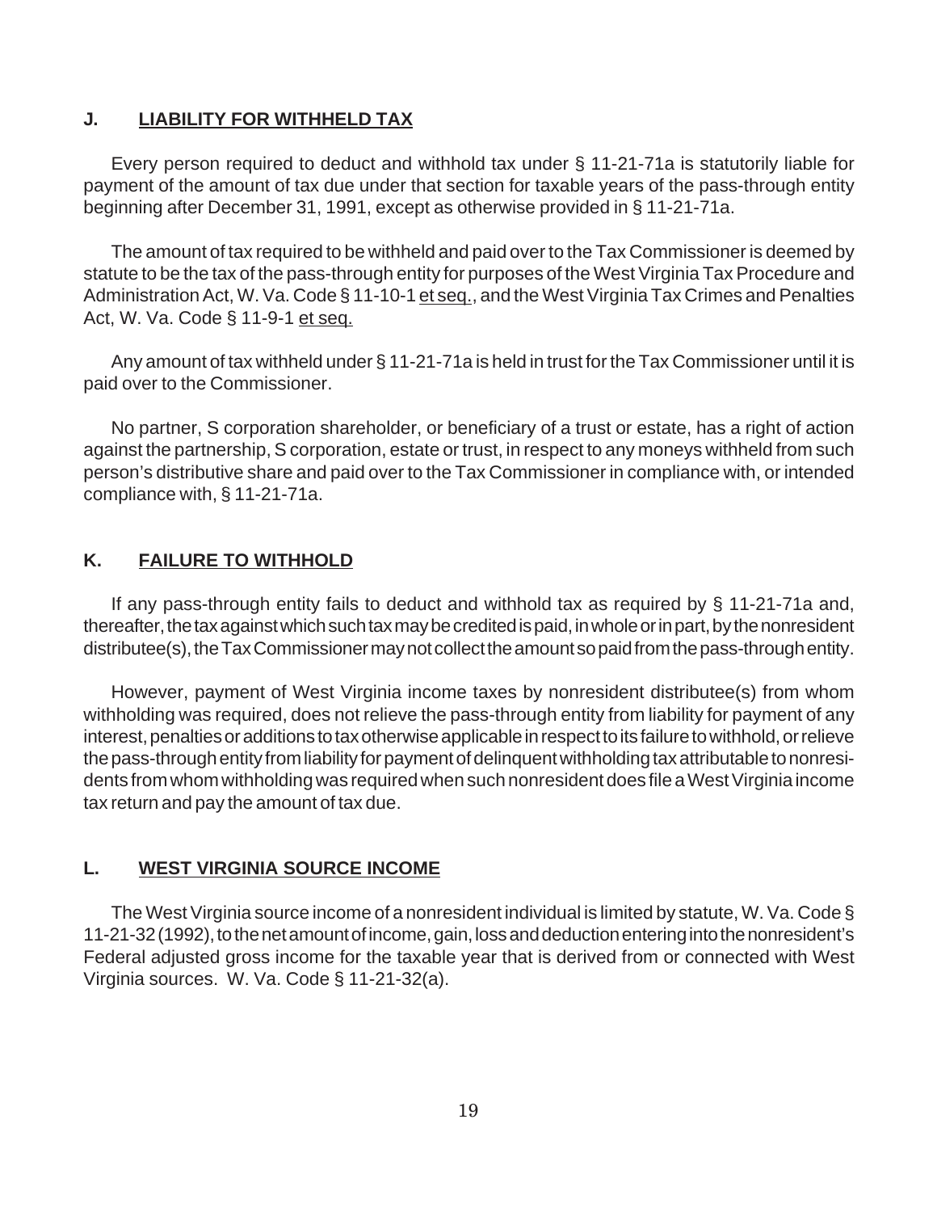## J. LIABILITY FOR WITHHELD TAX

Every person required to deduct and withhold tax under § 11-21-71a is statutorily liable for payment of the amount of tax due under that section for taxable years of the pass-through entity beginning after December 31, 1991, except as otherwise provided in § 11-21-71a.

The amount of tax required to be withheld and paid over to the Tax Commissioner is deemed by statute to be the tax of the pass-through entity for purposes of the West Virginia Tax Procedure and Administration Act, W. Va. Code § 11-10-1 et seq., and the West Virginia Tax Crimes and Penalties Act, W. Va. Code § 11-9-1 et seq.

Any amount of tax withheld under § 11-21-71a is held in trust for the Tax Commissioner until it is paid over to the Commissioner.

No partner, S corporation shareholder, or beneficiary of a trust or estate, has a right of action against the partnership, S corporation, estate or trust, in respect to any moneys withheld from such person's distributive share and paid over to the Tax Commissioner in compliance with, or intended compliance with, § 11-21-71a.

## K. FAILURE TO WITHHOLD

If any pass-through entity fails to deduct and withhold tax as required by § 11-21-71a and, thereafter, the tax against which such tax may be credited is paid, in whole or in part, by the nonresident distributee(s), the Tax Commissioner may not collect the amount so paid from the pass-through entity.

However, payment of West Virginia income taxes by nonresident distributee(s) from whom withholding was required, does not relieve the pass-through entity from liability for payment of any interest, penalties or additions to tax otherwise applicable in respect to its failure to withhold, or relieve the pass-through entity from liability for payment of delinquent withholding tax attributable to nonresidents from whom withholding was required when such nonresident does file a West Virginia income tax return and pay the amount of tax due.

## L. WEST VIRGINIA SOURCE INCOME

The West Virginia source income of a nonresident individual is limited by statute, W. Va. Code § 11-21-32 (1992), to the net amount of income, gain, loss and deduction entering into the nonresident's Federal adjusted gross income for the taxable year that is derived from or connected with West Virginia sources. W. Va. Code § 11-21-32(a).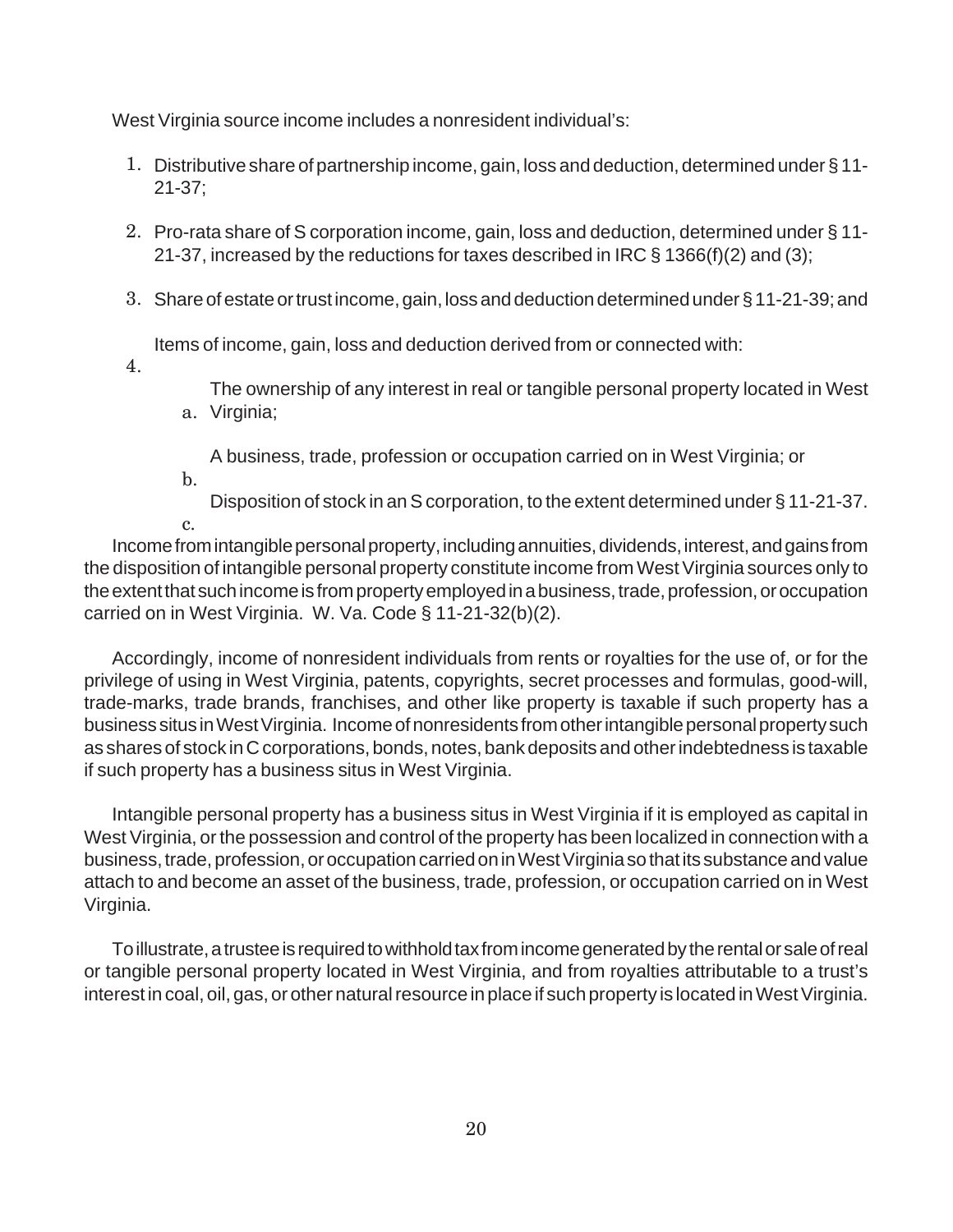West Virginia source income includes a nonresident individual's:

1. Distributive share of partnership income, gain, loss and deduction, determined under § 11-21-37;

2. Pro-rata share of S corporation income, gain, loss and deduction, determined under § 11-21-37, increased by the reductions for taxes described in IRC § 1366(f)(2) and (3);

3. Share of estate or trust income, gain, loss and deduction determined under § 11-21-39; and

4. Items of income, gain, loss and deduction derived from or connected with:

    a. The ownership of any interest in real or tangible personal property located in West Virginia;

    b. A business, trade, profession or occupation carried on in West Virginia; or

    c. Disposition of stock in an S corporation, to the extent determined under § 11-21-37.

Income from intangible personal property, including annuities, dividends, interest, and gains from the disposition of intangible personal property constitute income from West Virginia sources only to the extent that such income is from property employed in a business, trade, profession, or occupation carried on in West Virginia. W. Va. Code § 11-21-32(b)(2).

Accordingly, income of nonresident individuals from rents or royalties for the use of, or for the privilege of using in West Virginia, patents, copyrights, secret processes and formulas, good-will, trade-marks, trade brands, franchises, and other like property is taxable if such property has a business situs in West Virginia. Income of nonresidents from other intangible personal property such as shares of stock in C corporations, bonds, notes, bank deposits and other indebtedness is taxable if such property has a business situs in West Virginia.

Intangible personal property has a business situs in West Virginia if it is employed as capital in West Virginia, or the possession and control of the property has been localized in connection with a business, trade, profession, or occupation carried on in West Virginia so that its substance and value attach to and become an asset of the business, trade, profession, or occupation carried on in West Virginia.

To illustrate, a trustee is required to withhold tax from income generated by the rental or sale of real or tangible personal property located in West Virginia, and from royalties attributable to a trust's interest in coal, oil, gas, or other natural resource in place if such property is located in West Virginia.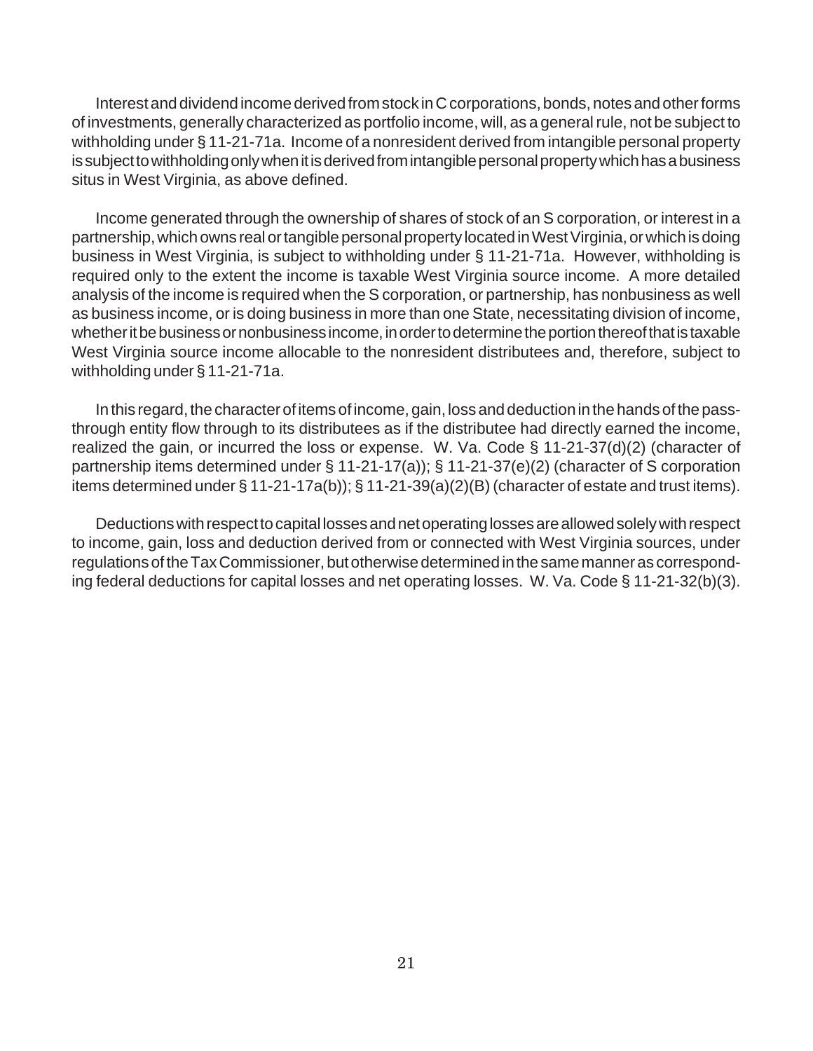Interest and dividend income derived from stock in C corporations, bonds, notes and other forms of investments, generally characterized as portfolio income, will, as a general rule, not be subject to withholding under § 11-21-71a. Income of a nonresident derived from intangible personal property is subject to withholding only when it is derived from intangible personal property which has a business situs in West Virginia, as above defined.

Income generated through the ownership of shares of stock of an S corporation, or interest in a partnership, which owns real or tangible personal property located in West Virginia, or which is doing business in West Virginia, is subject to withholding under § 11-21-71a. However, withholding is required only to the extent the income is taxable West Virginia source income. A more detailed analysis of the income is required when the S corporation, or partnership, has nonbusiness as well as business income, or is doing business in more than one State, necessitating division of income, whether it be business or nonbusiness income, in order to determine the portion thereof that is taxable West Virginia source income allocable to the nonresident distributees and, therefore, subject to withholding under § 11-21-71a.

In this regard, the character of items of income, gain, loss and deduction in the hands of the pass-through entity flow through to its distributees as if the distributee had directly earned the income, realized the gain, or incurred the loss or expense. W. Va. Code § 11-21-37(d)(2) (character of partnership items determined under § 11-21-17(a)); § 11-21-37(e)(2) (character of S corporation items determined under § 11-21-17a(b)); § 11-21-39(a)(2)(B) (character of estate and trust items).

Deductions with respect to capital losses and net operating losses are allowed solely with respect to income, gain, loss and deduction derived from or connected with West Virginia sources, under regulations of the Tax Commissioner, but otherwise determined in the same manner as corresponding federal deductions for capital losses and net operating losses. W. Va. Code § 11-21-32(b)(3).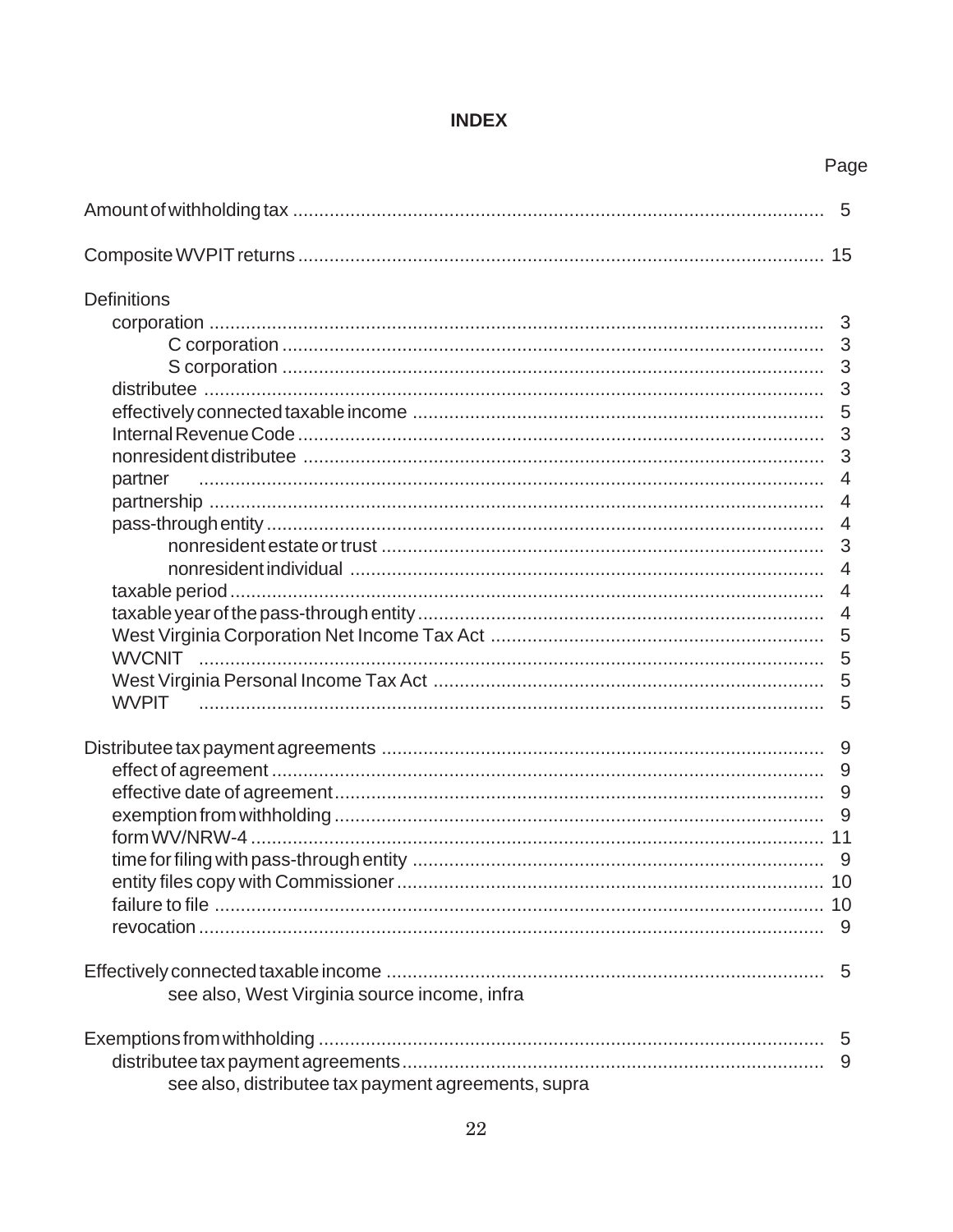# INDEX

| | Page |
|---|---|
| Amount of withholding tax | 5 |
| Composite WVPIT returns | 15 |
| Definitions | |
| corporation | 3 |
| C corporation | 3 |
| S corporation | 3 |
| distributee | 3 |
| effectively connected taxable income | 5 |
| Internal Revenue Code | 3 |
| nonresident distributee | 3 |
| partner | 4 |
| partnership | 4 |
| pass-through entity | 4 |
| nonresident estate or trust | 3 |
| nonresident individual | 4 |
| taxable period | 4 |
| taxable year of the pass-through entity | 4 |
| West Virginia Corporation Net Income Tax Act | 5 |
| WVCNIT | 5 |
| West Virginia Personal Income Tax Act | 5 |
| WVPIT | 5 |
| Distributee tax payment agreements | 9 |
| effect of agreement | 9 |
| effective date of agreement | 9 |
| exemption from withholding | 9 |
| form WV/NRW-4 | 11 |
| time for filing with pass-through entity | 9 |
| entity files copy with Commissioner | 10 |
| failure to file | 10 |
| revocation | 9 |
| Effectively connected taxable income | 5 |
| see also, West Virginia source income, infra | |
| Exemptions from withholding | 5 |
| distributee tax payment agreements | 9 |
| see also, distributee tax payment agreements, supra | |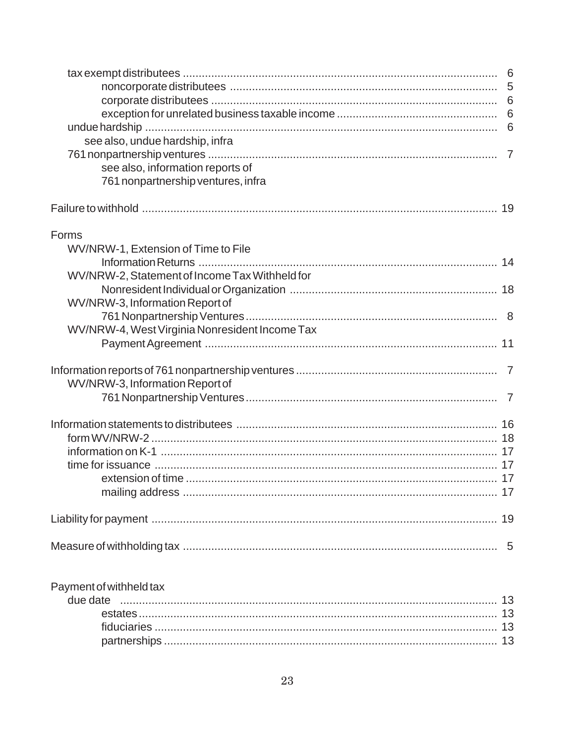tax exempt distributees ........................................................................................................ 6
&nbsp;&nbsp;&nbsp;&nbsp;&nbsp;&nbsp;&nbsp;&nbsp;noncorporate distributees ........................................................................................ 5
&nbsp;&nbsp;&nbsp;&nbsp;&nbsp;&nbsp;&nbsp;&nbsp;corporate distributees ............................................................................................... 6
&nbsp;&nbsp;&nbsp;&nbsp;&nbsp;&nbsp;&nbsp;&nbsp;exception for unrelated business taxable income ................................................... 6
undue hardship ...................................................................................................................... 6
&nbsp;&nbsp;&nbsp;&nbsp;see also, undue hardship, infra
761 nonpartnership ventures .................................................................................................. 7
&nbsp;&nbsp;&nbsp;&nbsp;&nbsp;&nbsp;&nbsp;&nbsp;see also, information reports of
&nbsp;&nbsp;&nbsp;&nbsp;&nbsp;&nbsp;&nbsp;&nbsp;761 nonpartnership ventures, infra

Failure to withhold .................................................................................................................. 19

Forms
&nbsp;&nbsp;&nbsp;&nbsp;WV/NRW-1, Extension of Time to File
&nbsp;&nbsp;&nbsp;&nbsp;&nbsp;&nbsp;&nbsp;&nbsp;Information Returns ................................................................................................ 14
&nbsp;&nbsp;&nbsp;&nbsp;WV/NRW-2, Statement of Income Tax Withheld for
&nbsp;&nbsp;&nbsp;&nbsp;&nbsp;&nbsp;&nbsp;&nbsp;Nonresident Individual or Organization .................................................................. 18
&nbsp;&nbsp;&nbsp;&nbsp;WV/NRW-3, Information Report of
&nbsp;&nbsp;&nbsp;&nbsp;&nbsp;&nbsp;&nbsp;&nbsp;761 Nonpartnership Ventures .................................................................................. 8
&nbsp;&nbsp;&nbsp;&nbsp;WV/NRW-4, West Virginia Nonresident Income Tax
&nbsp;&nbsp;&nbsp;&nbsp;&nbsp;&nbsp;&nbsp;&nbsp;Payment Agreement ................................................................................................ 11

Information reports of 761 nonpartnership ventures ................................................................ 7
&nbsp;&nbsp;&nbsp;&nbsp;WV/NRW-3, Information Report of
&nbsp;&nbsp;&nbsp;&nbsp;&nbsp;&nbsp;&nbsp;&nbsp;761 Nonpartnership Ventures .................................................................................. 7

Information statements to distributees .................................................................................... 16
&nbsp;&nbsp;&nbsp;&nbsp;form WV/NRW-2 ................................................................................................................ 18
&nbsp;&nbsp;&nbsp;&nbsp;information on K-1 ............................................................................................................ 17
&nbsp;&nbsp;&nbsp;&nbsp;time for issuance .............................................................................................................. 17
&nbsp;&nbsp;&nbsp;&nbsp;&nbsp;&nbsp;&nbsp;&nbsp;extension of time ..................................................................................................... 17
&nbsp;&nbsp;&nbsp;&nbsp;&nbsp;&nbsp;&nbsp;&nbsp;mailing address ....................................................................................................... 17

Liability for payment ................................................................................................................ 19

Measure of withholding tax ..................................................................................................... 5

Payment of withheld tax
&nbsp;&nbsp;&nbsp;&nbsp;due date ........................................................................................................................... 13
&nbsp;&nbsp;&nbsp;&nbsp;&nbsp;&nbsp;&nbsp;&nbsp;estates ..................................................................................................................... 13
&nbsp;&nbsp;&nbsp;&nbsp;&nbsp;&nbsp;&nbsp;&nbsp;fiduciaries ................................................................................................................ 13
&nbsp;&nbsp;&nbsp;&nbsp;&nbsp;&nbsp;&nbsp;&nbsp;partnerships ............................................................................................................. 13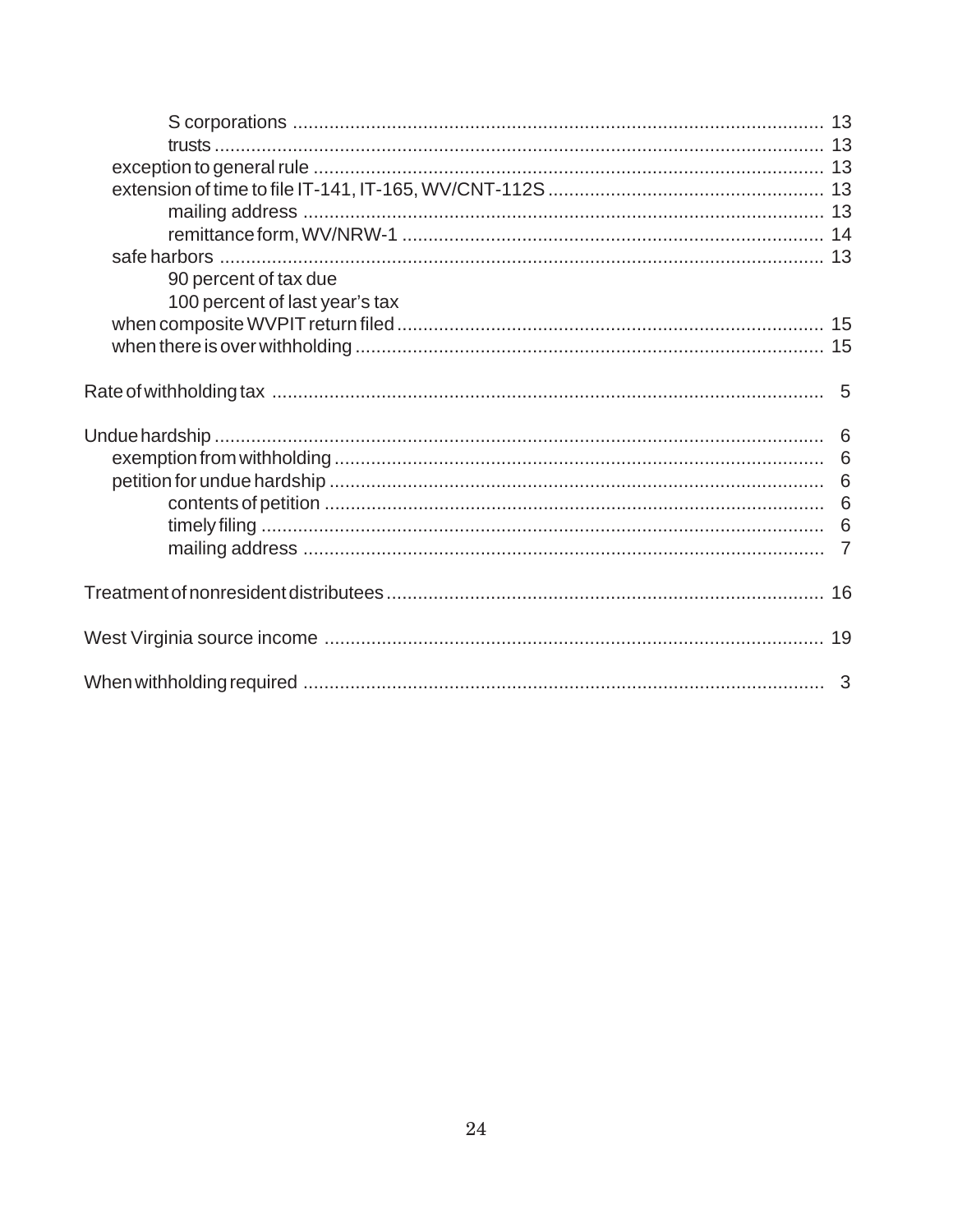S corporations ..................................................................................................... 13
trusts ..................................................................................................................... 13
exception to general rule ................................................................................................. 13
extension of time to file IT-141, IT-165, WV/CNT-112S .................................................... 13
mailing address ................................................................................................... 13
remittance form, WV/NRW-1 ................................................................................ 14
safe harbors ................................................................................................................... 13
90 percent of tax due
100 percent of last year's tax
when composite WVPIT return filed ................................................................................. 15
when there is over withholding ......................................................................................... 15

Rate of withholding tax ......................................................................................................... 5

Undue hardship ..................................................................................................................... 6
exemption from withholding ............................................................................................. 6
petition for undue hardship .............................................................................................. 6
contents of petition ............................................................................................... 6
timely filing ........................................................................................................... 6
mailing address ................................................................................................... 7

Treatment of nonresident distributees ................................................................................... 16

West Virginia source income ............................................................................................... 19

When withholding required ................................................................................................... 3